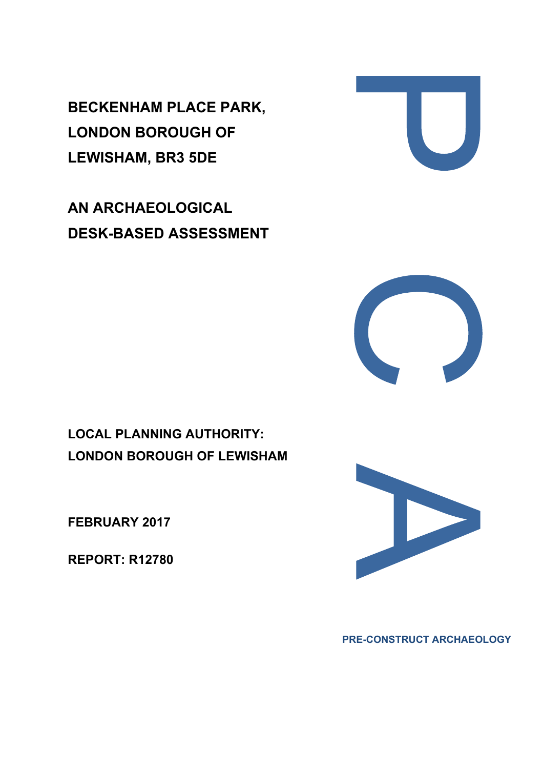# BECKENHAM PLACE PARK, LONDON BOROUGH OF LEWISHAM, BR3 5DE

# AN ARCHAEOLOGICAL DESK-BASED ASSESSMENT

**LOCAL PLANNING AUTHORITY: LONDON BOROUGH OF LEWISHAM**

**FEBRUARY 2017**

**REPORT: R12780**

**PRE-CONSTRUCT ARCHAEOLOGY**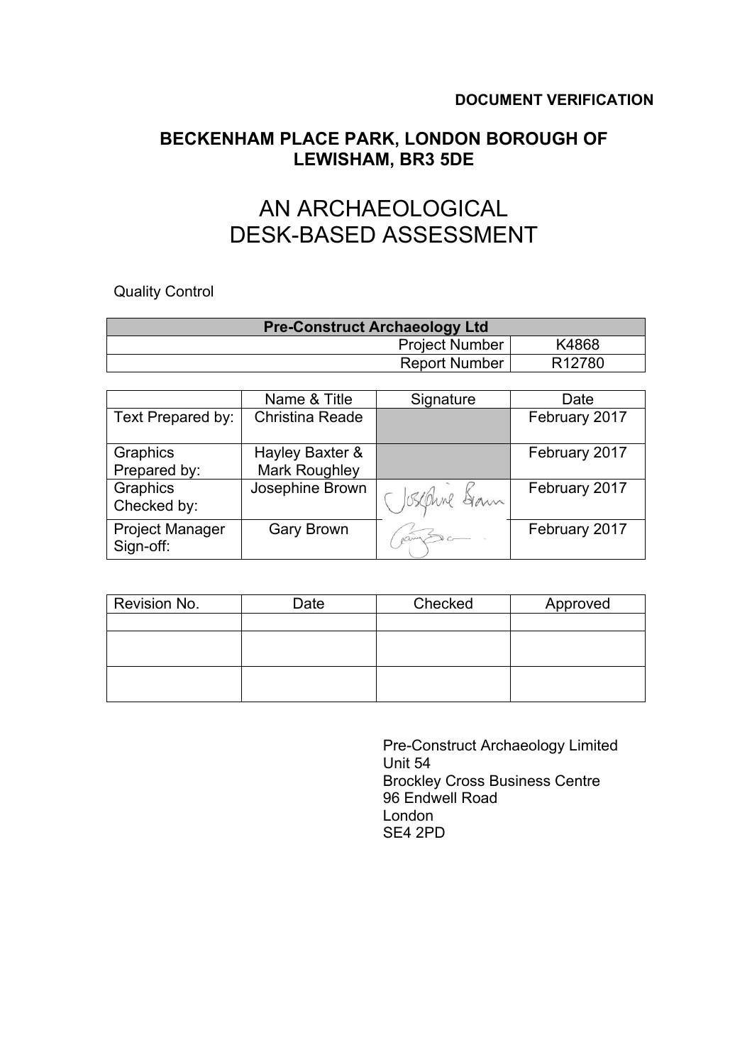**DOCUMENT VERIFICATION**

## BECKENHAM PLACE PARK, LONDON BOROUGH OF LEWISHAM, BR3 5DE

# AN ARCHAEOLOGICAL DESK-BASED ASSESSMENT

Quality Control

| Pre-Construct Archaeology Ltd | |
|---|---|
| Project Number | K4868 |
| Report Number | R12780 |

| | Name & Title | Signature | Date |
|---|---|---|---|
| Text Prepared by: | Christina Reade | | February 2017 |
| Graphics Prepared by: | Hayley Baxter & Mark Roughley | | February 2017 |
| Graphics Checked by: | Josephine Brown | Josephine Brown | February 2017 |
| Project Manager Sign-off: | Gary Brown | | February 2017 |

| Revision No. | Date | Checked | Approved |
|---|---|---|---|
| | | | |
| | | | |
| | | | |

Pre-Construct Archaeology Limited
Unit 54
Brockley Cross Business Centre
96 Endwell Road
London
SE4 2PD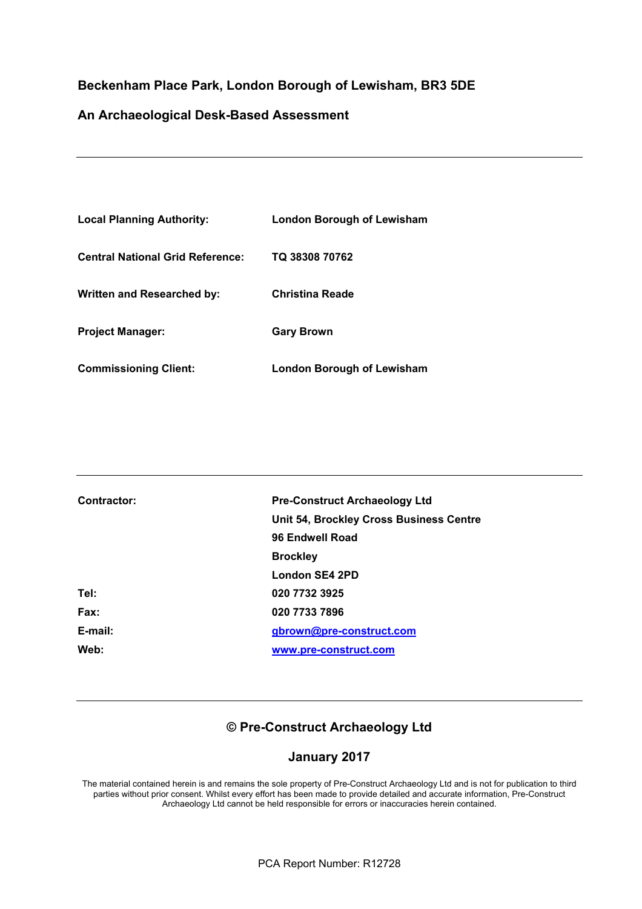**Beckenham Place Park, London Borough of Lewisham, BR3 5DE**

**An Archaeological Desk-Based Assessment**

---

| | |
|---|---|
| **Local Planning Authority:** | **London Borough of Lewisham** |
| **Central National Grid Reference:** | **TQ 38308 70762** |
| **Written and Researched by:** | **Christina Reade** |
| **Project Manager:** | **Gary Brown** |
| **Commissioning Client:** | **London Borough of Lewisham** |

---

| | |
|---|---|
| **Contractor:** | **Pre-Construct Archaeology Ltd** |
| | **Unit 54, Brockley Cross Business Centre** |
| | **96 Endwell Road** |
| | **Brockley** |
| | **London SE4 2PD** |
| **Tel:** | **020 7732 3925** |
| **Fax:** | **020 7733 7896** |
| **E-mail:** | **gbrown@pre-construct.com** |
| **Web:** | **www.pre-construct.com** |

---

**© Pre-Construct Archaeology Ltd**

**January 2017**

The material contained herein is and remains the sole property of Pre-Construct Archaeology Ltd and is not for publication to third parties without prior consent. Whilst every effort has been made to provide detailed and accurate information, Pre-Construct Archaeology Ltd cannot be held responsible for errors or inaccuracies herein contained.

PCA Report Number: R12728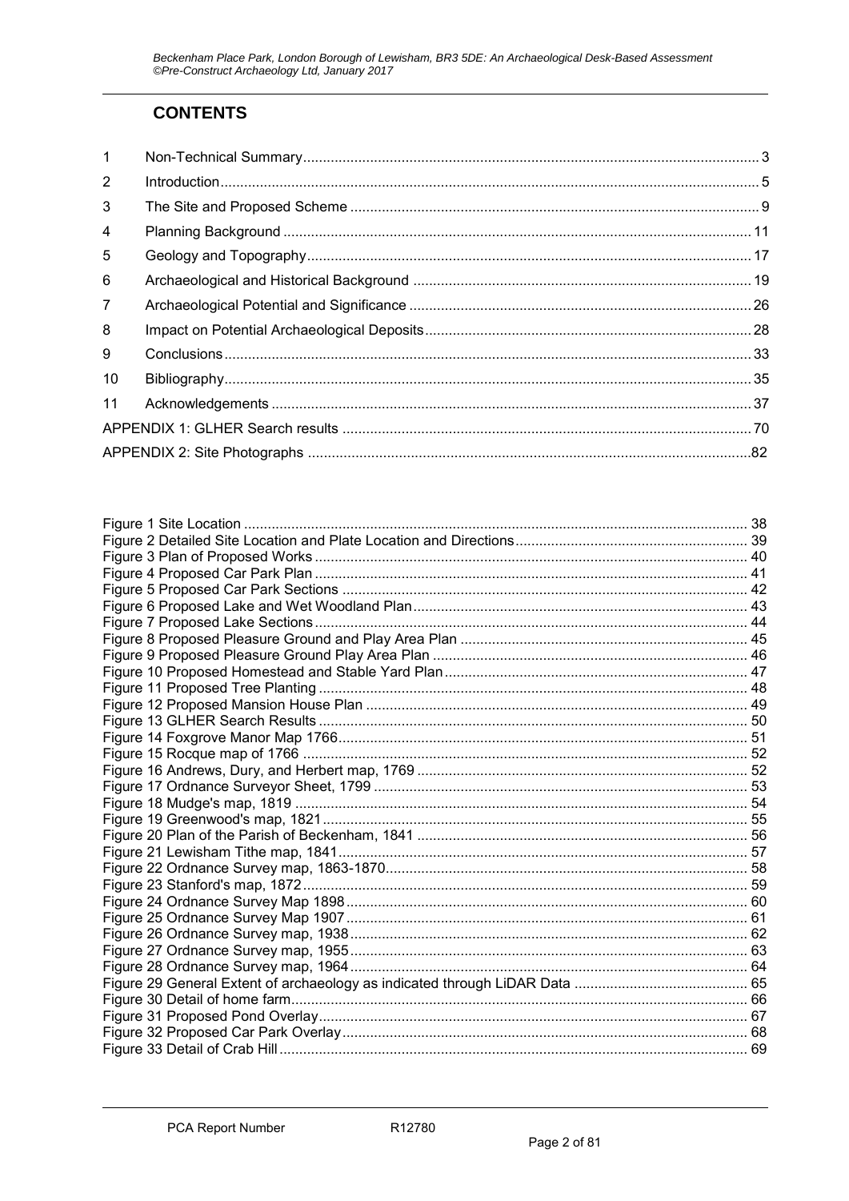# CONTENTS

| | | |
|---|---|---|
| 1 | Non-Technical Summary | 3 |
| 2 | Introduction | 5 |
| 3 | The Site and Proposed Scheme | 9 |
| 4 | Planning Background | 11 |
| 5 | Geology and Topography | 17 |
| 6 | Archaeological and Historical Background | 19 |
| 7 | Archaeological Potential and Significance | 26 |
| 8 | Impact on Potential Archaeological Deposits | 28 |
| 9 | Conclusions | 33 |
| 10 | Bibliography | 35 |
| 11 | Acknowledgements | 37 |
| | APPENDIX 1: GLHER Search results | 70 |
| | APPENDIX 2: Site Photographs | 82 |

| | |
|---|---|
| Figure 1 Site Location | 38 |
| Figure 2 Detailed Site Location and Plate Location and Directions | 39 |
| Figure 3 Plan of Proposed Works | 40 |
| Figure 4 Proposed Car Park Plan | 41 |
| Figure 5 Proposed Car Park Sections | 42 |
| Figure 6 Proposed Lake and Wet Woodland Plan | 43 |
| Figure 7 Proposed Lake Sections | 44 |
| Figure 8 Proposed Pleasure Ground and Play Area Plan | 45 |
| Figure 9 Proposed Pleasure Ground Play Area Plan | 46 |
| Figure 10 Proposed Homestead and Stable Yard Plan | 47 |
| Figure 11 Proposed Tree Planting | 48 |
| Figure 12 Proposed Mansion House Plan | 49 |
| Figure 13 GLHER Search Results | 50 |
| Figure 14 Foxgrove Manor Map 1766 | 51 |
| Figure 15 Rocque map of 1766 | 52 |
| Figure 16 Andrews, Dury, and Herbert map, 1769 | 52 |
| Figure 17 Ordnance Surveyor Sheet, 1799 | 53 |
| Figure 18 Mudge's map, 1819 | 54 |
| Figure 19 Greenwood's map, 1821 | 55 |
| Figure 20 Plan of the Parish of Beckenham, 1841 | 56 |
| Figure 21 Lewisham Tithe map, 1841 | 57 |
| Figure 22 Ordnance Survey map, 1863-1870 | 58 |
| Figure 23 Stanford's map, 1872 | 59 |
| Figure 24 Ordnance Survey Map 1898 | 60 |
| Figure 25 Ordnance Survey Map 1907 | 61 |
| Figure 26 Ordnance Survey map, 1938 | 62 |
| Figure 27 Ordnance Survey map, 1955 | 63 |
| Figure 28 Ordnance Survey map, 1964 | 64 |
| Figure 29 General Extent of archaeology as indicated through LiDAR Data | 65 |
| Figure 30 Detail of home farm | 66 |
| Figure 31 Proposed Pond Overlay | 67 |
| Figure 32 Proposed Car Park Overlay | 68 |
| Figure 33 Detail of Crab Hill | 69 |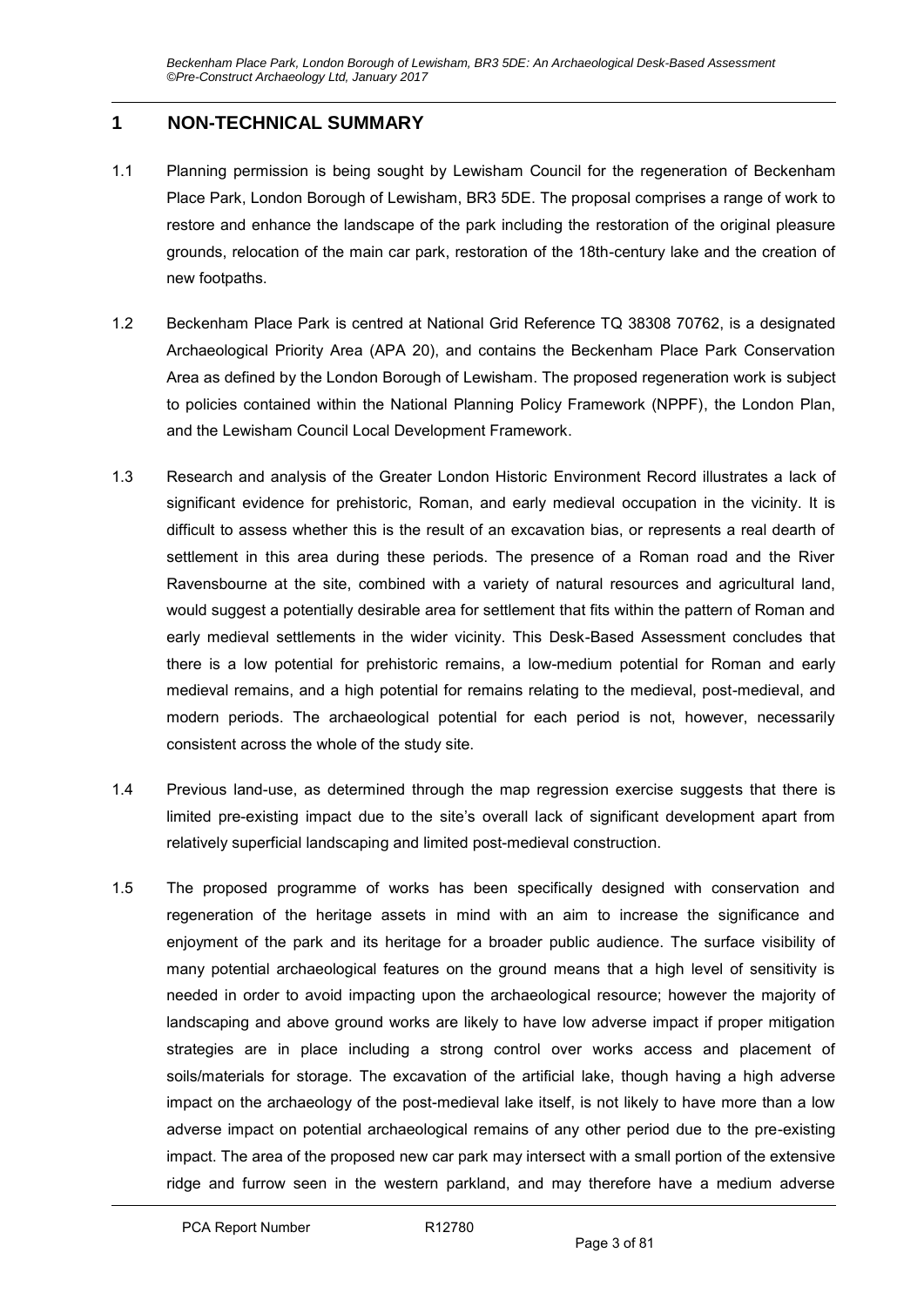## 1 NON-TECHNICAL SUMMARY

1.1 Planning permission is being sought by Lewisham Council for the regeneration of Beckenham Place Park, London Borough of Lewisham, BR3 5DE. The proposal comprises a range of work to restore and enhance the landscape of the park including the restoration of the original pleasure grounds, relocation of the main car park, restoration of the 18th-century lake and the creation of new footpaths.

1.2 Beckenham Place Park is centred at National Grid Reference TQ 38308 70762, is a designated Archaeological Priority Area (APA 20), and contains the Beckenham Place Park Conservation Area as defined by the London Borough of Lewisham. The proposed regeneration work is subject to policies contained within the National Planning Policy Framework (NPPF), the London Plan, and the Lewisham Council Local Development Framework.

1.3 Research and analysis of the Greater London Historic Environment Record illustrates a lack of significant evidence for prehistoric, Roman, and early medieval occupation in the vicinity. It is difficult to assess whether this is the result of an excavation bias, or represents a real dearth of settlement in this area during these periods. The presence of a Roman road and the River Ravensbourne at the site, combined with a variety of natural resources and agricultural land, would suggest a potentially desirable area for settlement that fits within the pattern of Roman and early medieval settlements in the wider vicinity. This Desk-Based Assessment concludes that there is a low potential for prehistoric remains, a low-medium potential for Roman and early medieval remains, and a high potential for remains relating to the medieval, post-medieval, and modern periods. The archaeological potential for each period is not, however, necessarily consistent across the whole of the study site.

1.4 Previous land-use, as determined through the map regression exercise suggests that there is limited pre-existing impact due to the site's overall lack of significant development apart from relatively superficial landscaping and limited post-medieval construction.

1.5 The proposed programme of works has been specifically designed with conservation and regeneration of the heritage assets in mind with an aim to increase the significance and enjoyment of the park and its heritage for a broader public audience. The surface visibility of many potential archaeological features on the ground means that a high level of sensitivity is needed in order to avoid impacting upon the archaeological resource; however the majority of landscaping and above ground works are likely to have low adverse impact if proper mitigation strategies are in place including a strong control over works access and placement of soils/materials for storage. The excavation of the artificial lake, though having a high adverse impact on the archaeology of the post-medieval lake itself, is not likely to have more than a low adverse impact on potential archaeological remains of any other period due to the pre-existing impact. The area of the proposed new car park may intersect with a small portion of the extensive ridge and furrow seen in the western parkland, and may therefore have a medium adverse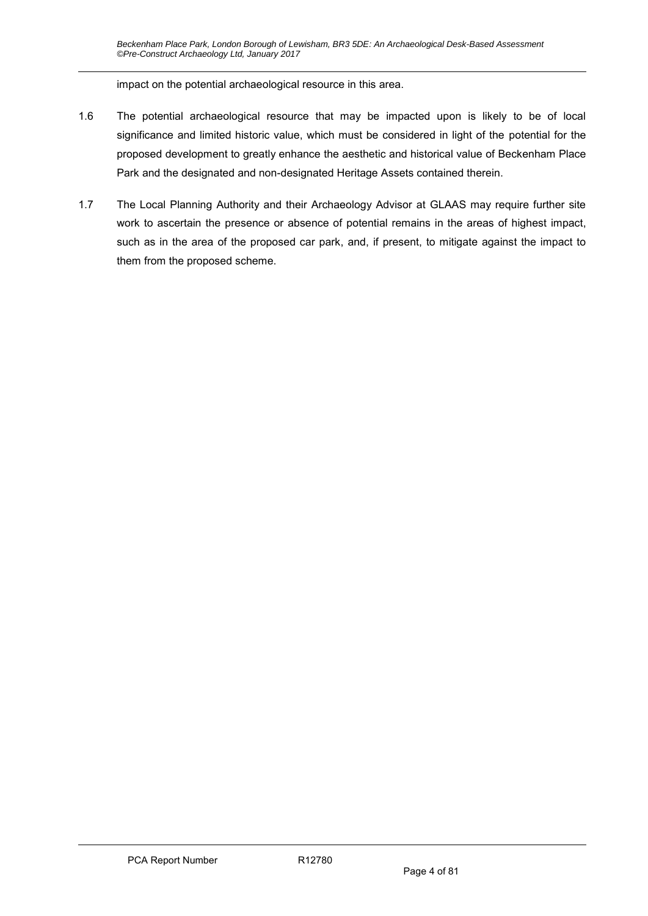impact on the potential archaeological resource in this area.

1.6 The potential archaeological resource that may be impacted upon is likely to be of local significance and limited historic value, which must be considered in light of the potential for the proposed development to greatly enhance the aesthetic and historical value of Beckenham Place Park and the designated and non-designated Heritage Assets contained therein.

1.7 The Local Planning Authority and their Archaeology Advisor at GLAAS may require further site work to ascertain the presence or absence of potential remains in the areas of highest impact, such as in the area of the proposed car park, and, if present, to mitigate against the impact to them from the proposed scheme.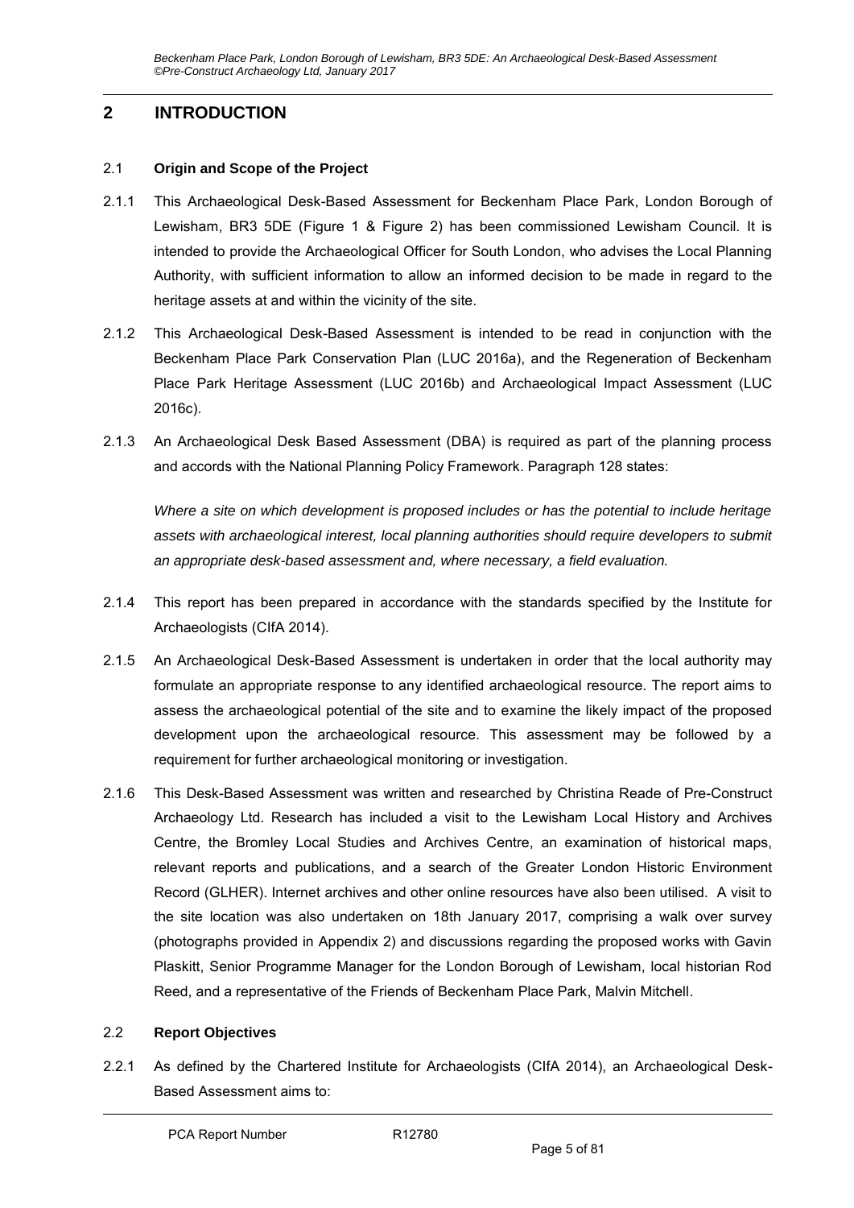## 2 INTRODUCTION

### 2.1 Origin and Scope of the Project

2.1.1 This Archaeological Desk-Based Assessment for Beckenham Place Park, London Borough of Lewisham, BR3 5DE (Figure 1 & Figure 2) has been commissioned Lewisham Council. It is intended to provide the Archaeological Officer for South London, who advises the Local Planning Authority, with sufficient information to allow an informed decision to be made in regard to the heritage assets at and within the vicinity of the site.

2.1.2 This Archaeological Desk-Based Assessment is intended to be read in conjunction with the Beckenham Place Park Conservation Plan (LUC 2016a), and the Regeneration of Beckenham Place Park Heritage Assessment (LUC 2016b) and Archaeological Impact Assessment (LUC 2016c).

2.1.3 An Archaeological Desk Based Assessment (DBA) is required as part of the planning process and accords with the National Planning Policy Framework. Paragraph 128 states:

*Where a site on which development is proposed includes or has the potential to include heritage assets with archaeological interest, local planning authorities should require developers to submit an appropriate desk-based assessment and, where necessary, a field evaluation.*

2.1.4 This report has been prepared in accordance with the standards specified by the Institute for Archaeologists (CIfA 2014).

2.1.5 An Archaeological Desk-Based Assessment is undertaken in order that the local authority may formulate an appropriate response to any identified archaeological resource. The report aims to assess the archaeological potential of the site and to examine the likely impact of the proposed development upon the archaeological resource. This assessment may be followed by a requirement for further archaeological monitoring or investigation.

2.1.6 This Desk-Based Assessment was written and researched by Christina Reade of Pre-Construct Archaeology Ltd. Research has included a visit to the Lewisham Local History and Archives Centre, the Bromley Local Studies and Archives Centre, an examination of historical maps, relevant reports and publications, and a search of the Greater London Historic Environment Record (GLHER). Internet archives and other online resources have also been utilised. A visit to the site location was also undertaken on 18th January 2017, comprising a walk over survey (photographs provided in Appendix 2) and discussions regarding the proposed works with Gavin Plaskitt, Senior Programme Manager for the London Borough of Lewisham, local historian Rod Reed, and a representative of the Friends of Beckenham Place Park, Malvin Mitchell.

### 2.2 Report Objectives

2.2.1 As defined by the Chartered Institute for Archaeologists (CIfA 2014), an Archaeological Desk-Based Assessment aims to: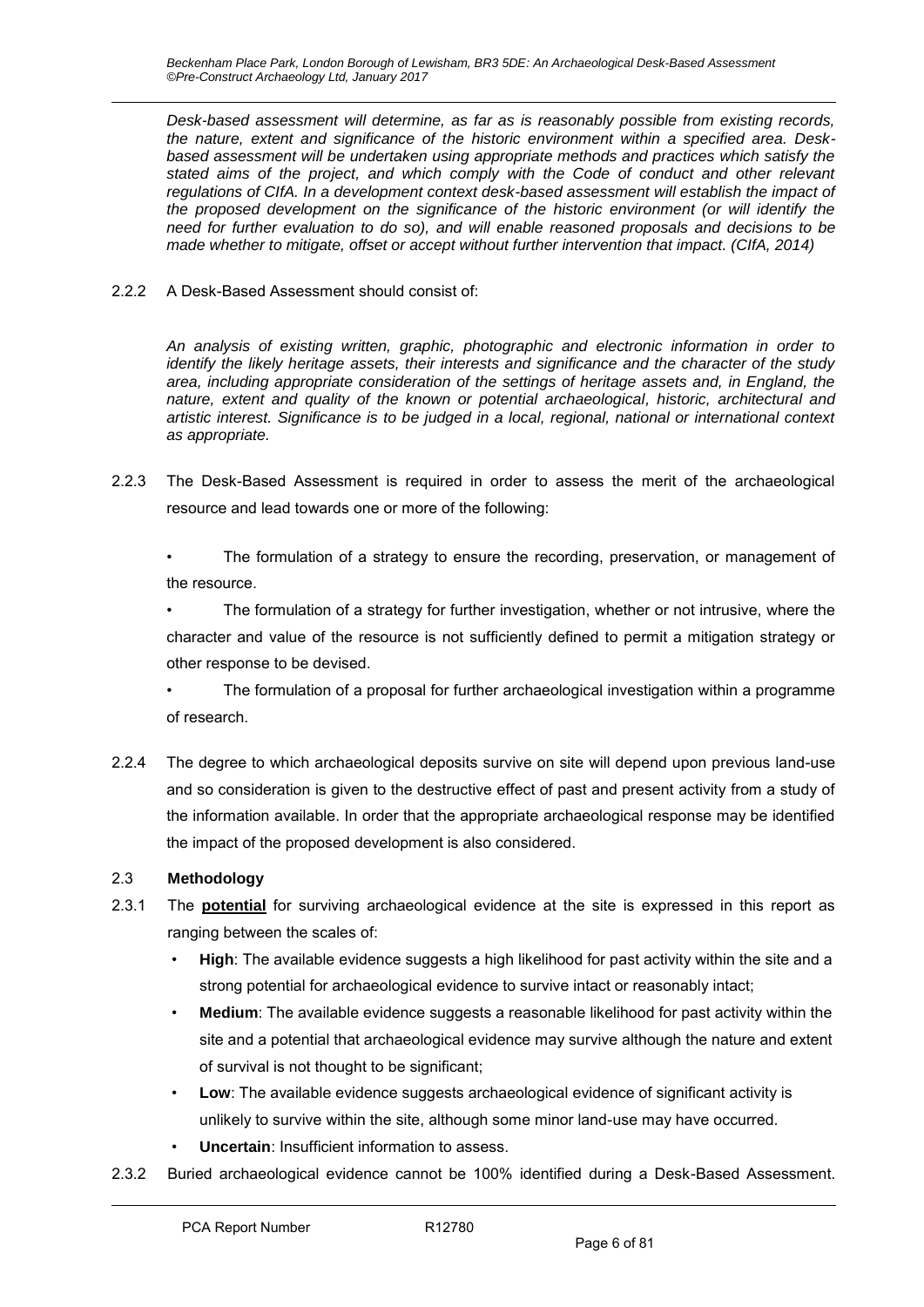*Desk-based assessment will determine, as far as is reasonably possible from existing records, the nature, extent and significance of the historic environment within a specified area. Desk-based assessment will be undertaken using appropriate methods and practices which satisfy the stated aims of the project, and which comply with the Code of conduct and other relevant regulations of CIfA. In a development context desk-based assessment will establish the impact of the proposed development on the significance of the historic environment (or will identify the need for further evaluation to do so), and will enable reasoned proposals and decisions to be made whether to mitigate, offset or accept without further intervention that impact. (CIfA, 2014)*

2.2.2 A Desk-Based Assessment should consist of:

*An analysis of existing written, graphic, photographic and electronic information in order to identify the likely heritage assets, their interests and significance and the character of the study area, including appropriate consideration of the settings of heritage assets and, in England, the nature, extent and quality of the known or potential archaeological, historic, architectural and artistic interest. Significance is to be judged in a local, regional, national or international context as appropriate.*

2.2.3 The Desk-Based Assessment is required in order to assess the merit of the archaeological resource and lead towards one or more of the following:

- The formulation of a strategy to ensure the recording, preservation, or management of the resource.
- The formulation of a strategy for further investigation, whether or not intrusive, where the character and value of the resource is not sufficiently defined to permit a mitigation strategy or other response to be devised.
- The formulation of a proposal for further archaeological investigation within a programme of research.

2.2.4 The degree to which archaeological deposits survive on site will depend upon previous land-use and so consideration is given to the destructive effect of past and present activity from a study of the information available. In order that the appropriate archaeological response may be identified the impact of the proposed development is also considered.

## 2.3 Methodology

2.3.1 The **potential** for surviving archaeological evidence at the site is expressed in this report as ranging between the scales of:

- **High**: The available evidence suggests a high likelihood for past activity within the site and a strong potential for archaeological evidence to survive intact or reasonably intact;
- **Medium**: The available evidence suggests a reasonable likelihood for past activity within the site and a potential that archaeological evidence may survive although the nature and extent of survival is not thought to be significant;
- **Low**: The available evidence suggests archaeological evidence of significant activity is unlikely to survive within the site, although some minor land-use may have occurred.
- **Uncertain**: Insufficient information to assess.

2.3.2 Buried archaeological evidence cannot be 100% identified during a Desk-Based Assessment.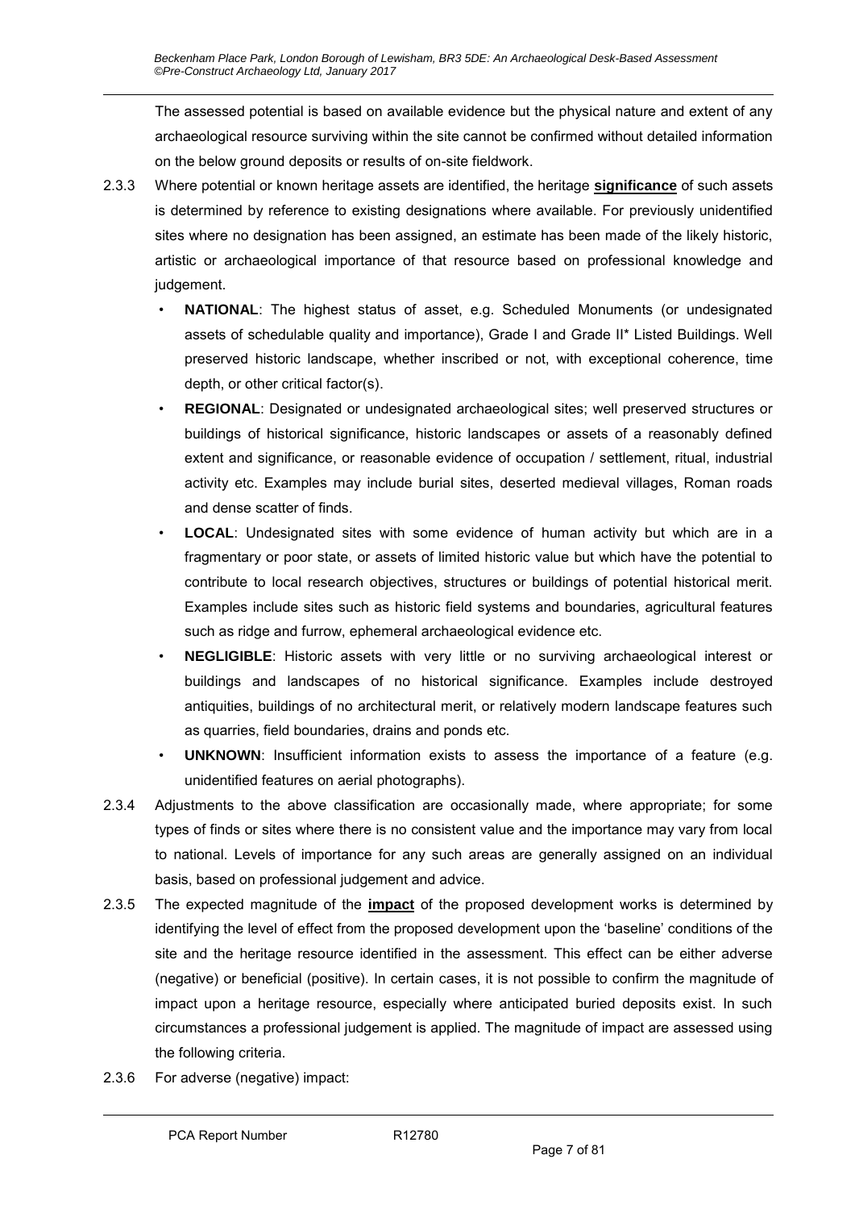The assessed potential is based on available evidence but the physical nature and extent of any archaeological resource surviving within the site cannot be confirmed without detailed information on the below ground deposits or results of on-site fieldwork.

2.3.3 Where potential or known heritage assets are identified, the heritage **significance** of such assets is determined by reference to existing designations where available. For previously unidentified sites where no designation has been assigned, an estimate has been made of the likely historic, artistic or archaeological importance of that resource based on professional knowledge and judgement.

- **NATIONAL**: The highest status of asset, e.g. Scheduled Monuments (or undesignated assets of schedulable quality and importance), Grade I and Grade II* Listed Buildings. Well preserved historic landscape, whether inscribed or not, with exceptional coherence, time depth, or other critical factor(s).
- **REGIONAL**: Designated or undesignated archaeological sites; well preserved structures or buildings of historical significance, historic landscapes or assets of a reasonably defined extent and significance, or reasonable evidence of occupation / settlement, ritual, industrial activity etc. Examples may include burial sites, deserted medieval villages, Roman roads and dense scatter of finds.
- **LOCAL**: Undesignated sites with some evidence of human activity but which are in a fragmentary or poor state, or assets of limited historic value but which have the potential to contribute to local research objectives, structures or buildings of potential historical merit. Examples include sites such as historic field systems and boundaries, agricultural features such as ridge and furrow, ephemeral archaeological evidence etc.
- **NEGLIGIBLE**: Historic assets with very little or no surviving archaeological interest or buildings and landscapes of no historical significance. Examples include destroyed antiquities, buildings of no architectural merit, or relatively modern landscape features such as quarries, field boundaries, drains and ponds etc.
- **UNKNOWN**: Insufficient information exists to assess the importance of a feature (e.g. unidentified features on aerial photographs).

2.3.4 Adjustments to the above classification are occasionally made, where appropriate; for some types of finds or sites where there is no consistent value and the importance may vary from local to national. Levels of importance for any such areas are generally assigned on an individual basis, based on professional judgement and advice.

2.3.5 The expected magnitude of the **impact** of the proposed development works is determined by identifying the level of effect from the proposed development upon the 'baseline' conditions of the site and the heritage resource identified in the assessment. This effect can be either adverse (negative) or beneficial (positive). In certain cases, it is not possible to confirm the magnitude of impact upon a heritage resource, especially where anticipated buried deposits exist. In such circumstances a professional judgement is applied. The magnitude of impact are assessed using the following criteria.

2.3.6 For adverse (negative) impact: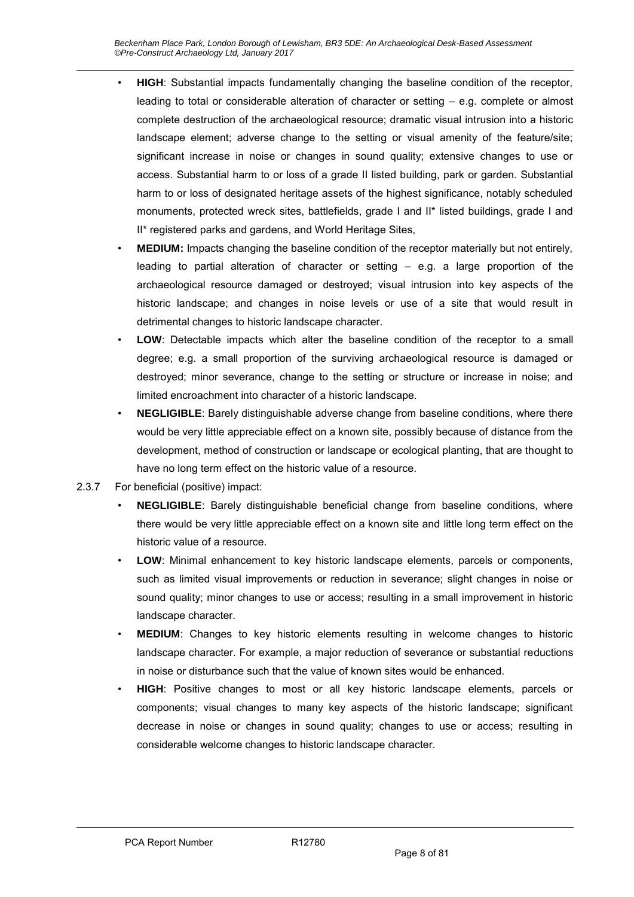- **HIGH**: Substantial impacts fundamentally changing the baseline condition of the receptor, leading to total or considerable alteration of character or setting – e.g. complete or almost complete destruction of the archaeological resource; dramatic visual intrusion into a historic landscape element; adverse change to the setting or visual amenity of the feature/site; significant increase in noise or changes in sound quality; extensive changes to use or access. Substantial harm to or loss of a grade II listed building, park or garden. Substantial harm to or loss of designated heritage assets of the highest significance, notably scheduled monuments, protected wreck sites, battlefields, grade I and II* listed buildings, grade I and II* registered parks and gardens, and World Heritage Sites,
- **MEDIUM:** Impacts changing the baseline condition of the receptor materially but not entirely, leading to partial alteration of character or setting – e.g. a large proportion of the archaeological resource damaged or destroyed; visual intrusion into key aspects of the historic landscape; and changes in noise levels or use of a site that would result in detrimental changes to historic landscape character.
- **LOW**: Detectable impacts which alter the baseline condition of the receptor to a small degree; e.g. a small proportion of the surviving archaeological resource is damaged or destroyed; minor severance, change to the setting or structure or increase in noise; and limited encroachment into character of a historic landscape.
- **NEGLIGIBLE**: Barely distinguishable adverse change from baseline conditions, where there would be very little appreciable effect on a known site, possibly because of distance from the development, method of construction or landscape or ecological planting, that are thought to have no long term effect on the historic value of a resource.

2.3.7 For beneficial (positive) impact:

- **NEGLIGIBLE**: Barely distinguishable beneficial change from baseline conditions, where there would be very little appreciable effect on a known site and little long term effect on the historic value of a resource.
- **LOW**: Minimal enhancement to key historic landscape elements, parcels or components, such as limited visual improvements or reduction in severance; slight changes in noise or sound quality; minor changes to use or access; resulting in a small improvement in historic landscape character.
- **MEDIUM**: Changes to key historic elements resulting in welcome changes to historic landscape character. For example, a major reduction of severance or substantial reductions in noise or disturbance such that the value of known sites would be enhanced.
- **HIGH**: Positive changes to most or all key historic landscape elements, parcels or components; visual changes to many key aspects of the historic landscape; significant decrease in noise or changes in sound quality; changes to use or access; resulting in considerable welcome changes to historic landscape character.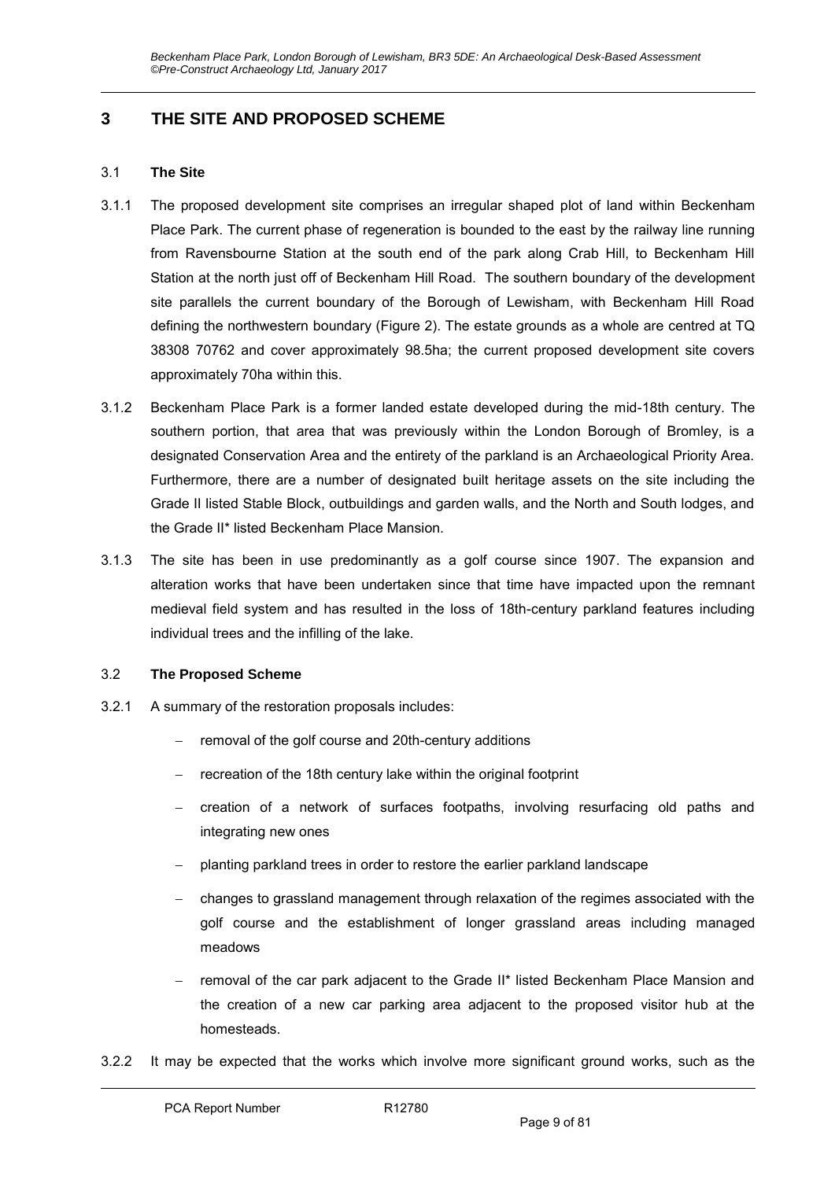# 3 THE SITE AND PROPOSED SCHEME

## 3.1 The Site

3.1.1 The proposed development site comprises an irregular shaped plot of land within Beckenham Place Park. The current phase of regeneration is bounded to the east by the railway line running from Ravensbourne Station at the south end of the park along Crab Hill, to Beckenham Hill Station at the north just off of Beckenham Hill Road. The southern boundary of the development site parallels the current boundary of the Borough of Lewisham, with Beckenham Hill Road defining the northwestern boundary (Figure 2). The estate grounds as a whole are centred at TQ 38308 70762 and cover approximately 98.5ha; the current proposed development site covers approximately 70ha within this.

3.1.2 Beckenham Place Park is a former landed estate developed during the mid-18th century. The southern portion, that area that was previously within the London Borough of Bromley, is a designated Conservation Area and the entirety of the parkland is an Archaeological Priority Area. Furthermore, there are a number of designated built heritage assets on the site including the Grade II listed Stable Block, outbuildings and garden walls, and the North and South lodges, and the Grade II* listed Beckenham Place Mansion.

3.1.3 The site has been in use predominantly as a golf course since 1907. The expansion and alteration works that have been undertaken since that time have impacted upon the remnant medieval field system and has resulted in the loss of 18th-century parkland features including individual trees and the infilling of the lake.

## 3.2 The Proposed Scheme

3.2.1 A summary of the restoration proposals includes:

- removal of the golf course and 20th-century additions
- recreation of the 18th century lake within the original footprint
- creation of a network of surfaces footpaths, involving resurfacing old paths and integrating new ones
- planting parkland trees in order to restore the earlier parkland landscape
- changes to grassland management through relaxation of the regimes associated with the golf course and the establishment of longer grassland areas including managed meadows
- removal of the car park adjacent to the Grade II* listed Beckenham Place Mansion and the creation of a new car parking area adjacent to the proposed visitor hub at the homesteads.

3.2.2 It may be expected that the works which involve more significant ground works, such as the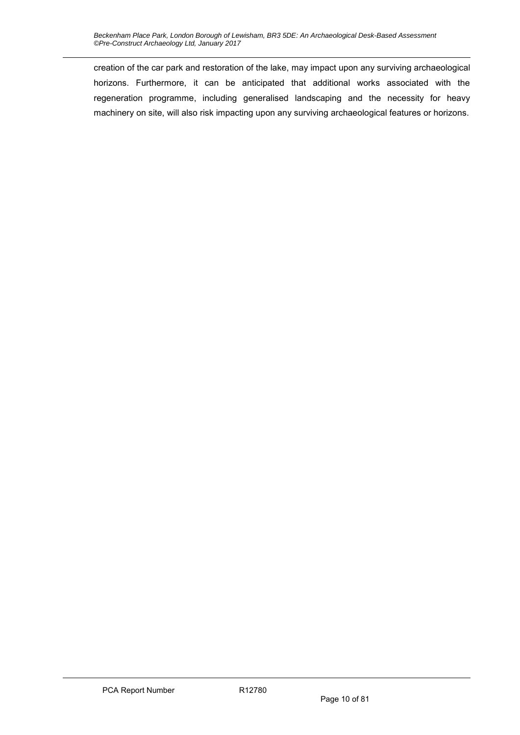creation of the car park and restoration of the lake, may impact upon any surviving archaeological horizons. Furthermore, it can be anticipated that additional works associated with the regeneration programme, including generalised landscaping and the necessity for heavy machinery on site, will also risk impacting upon any surviving archaeological features or horizons.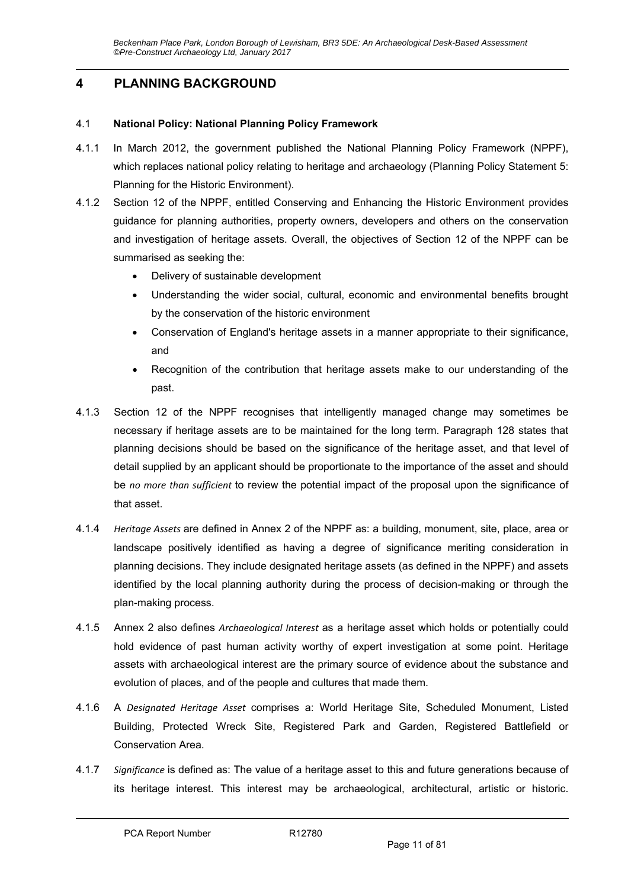# 4 PLANNING BACKGROUND

## 4.1 National Policy: National Planning Policy Framework

4.1.1 In March 2012, the government published the National Planning Policy Framework (NPPF), which replaces national policy relating to heritage and archaeology (Planning Policy Statement 5: Planning for the Historic Environment).

4.1.2 Section 12 of the NPPF, entitled Conserving and Enhancing the Historic Environment provides guidance for planning authorities, property owners, developers and others on the conservation and investigation of heritage assets. Overall, the objectives of Section 12 of the NPPF can be summarised as seeking the:

- Delivery of sustainable development
- Understanding the wider social, cultural, economic and environmental benefits brought by the conservation of the historic environment
- Conservation of England's heritage assets in a manner appropriate to their significance, and
- Recognition of the contribution that heritage assets make to our understanding of the past.

4.1.3 Section 12 of the NPPF recognises that intelligently managed change may sometimes be necessary if heritage assets are to be maintained for the long term. Paragraph 128 states that planning decisions should be based on the significance of the heritage asset, and that level of detail supplied by an applicant should be proportionate to the importance of the asset and should be *no more than sufficient* to review the potential impact of the proposal upon the significance of that asset.

4.1.4 *Heritage Assets* are defined in Annex 2 of the NPPF as: a building, monument, site, place, area or landscape positively identified as having a degree of significance meriting consideration in planning decisions. They include designated heritage assets (as defined in the NPPF) and assets identified by the local planning authority during the process of decision-making or through the plan-making process.

4.1.5 Annex 2 also defines *Archaeological Interest* as a heritage asset which holds or potentially could hold evidence of past human activity worthy of expert investigation at some point. Heritage assets with archaeological interest are the primary source of evidence about the substance and evolution of places, and of the people and cultures that made them.

4.1.6 A *Designated Heritage Asset* comprises a: World Heritage Site, Scheduled Monument, Listed Building, Protected Wreck Site, Registered Park and Garden, Registered Battlefield or Conservation Area.

4.1.7 *Significance* is defined as: The value of a heritage asset to this and future generations because of its heritage interest. This interest may be archaeological, architectural, artistic or historic.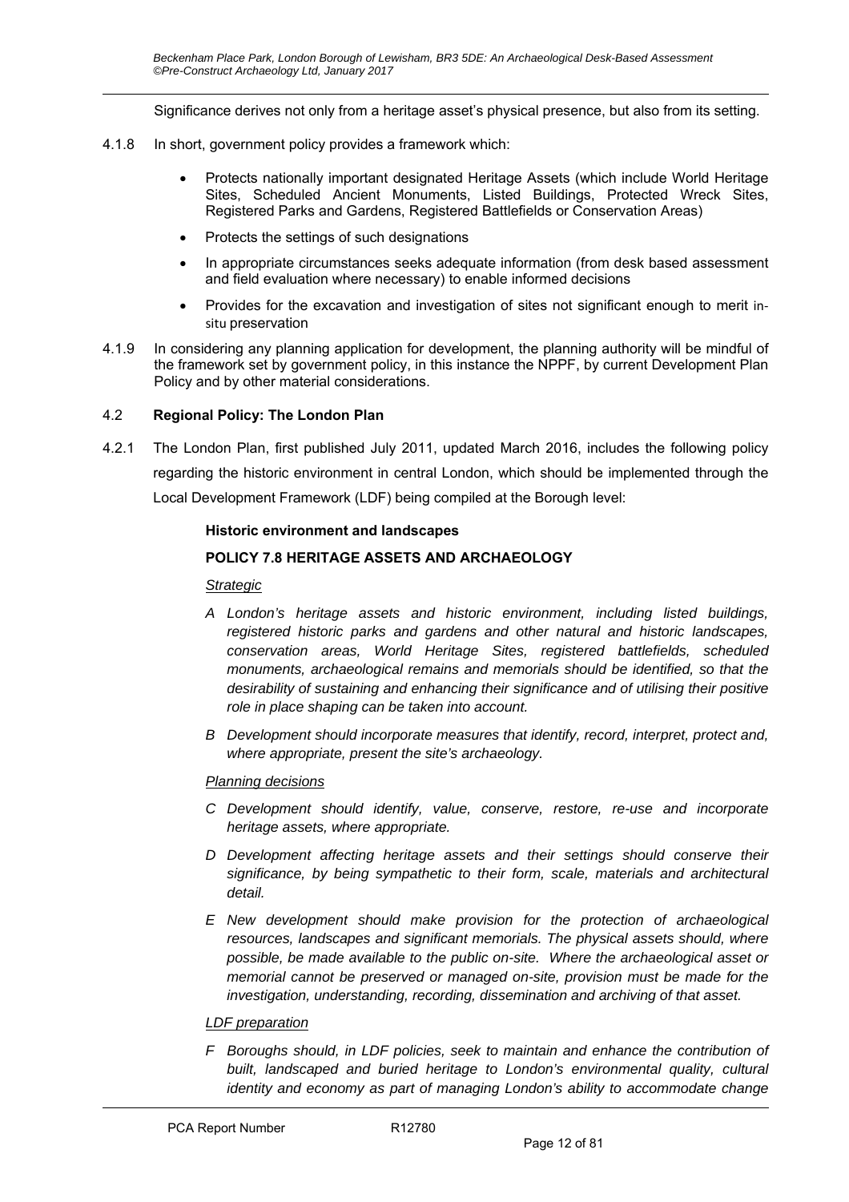Significance derives not only from a heritage asset's physical presence, but also from its setting.

4.1.8 In short, government policy provides a framework which:

- Protects nationally important designated Heritage Assets (which include World Heritage Sites, Scheduled Ancient Monuments, Listed Buildings, Protected Wreck Sites, Registered Parks and Gardens, Registered Battlefields or Conservation Areas)
- Protects the settings of such designations
- In appropriate circumstances seeks adequate information (from desk based assessment and field evaluation where necessary) to enable informed decisions
- Provides for the excavation and investigation of sites not significant enough to merit in-situ preservation

4.1.9 In considering any planning application for development, the planning authority will be mindful of the framework set by government policy, in this instance the NPPF, by current Development Plan Policy and by other material considerations.

## 4.2 Regional Policy: The London Plan

4.2.1 The London Plan, first published July 2011, updated March 2016, includes the following policy regarding the historic environment in central London, which should be implemented through the Local Development Framework (LDF) being compiled at the Borough level:

**Historic environment and landscapes**

**POLICY 7.8 HERITAGE ASSETS AND ARCHAEOLOGY**

*Strategic*

*A London's heritage assets and historic environment, including listed buildings, registered historic parks and gardens and other natural and historic landscapes, conservation areas, World Heritage Sites, registered battlefields, scheduled monuments, archaeological remains and memorials should be identified, so that the desirability of sustaining and enhancing their significance and of utilising their positive role in place shaping can be taken into account.*

*B Development should incorporate measures that identify, record, interpret, protect and, where appropriate, present the site's archaeology.*

*Planning decisions*

*C Development should identify, value, conserve, restore, re-use and incorporate heritage assets, where appropriate.*

*D Development affecting heritage assets and their settings should conserve their significance, by being sympathetic to their form, scale, materials and architectural detail.*

*E New development should make provision for the protection of archaeological resources, landscapes and significant memorials. The physical assets should, where possible, be made available to the public on-site. Where the archaeological asset or memorial cannot be preserved or managed on-site, provision must be made for the investigation, understanding, recording, dissemination and archiving of that asset.*

*LDF preparation*

*F Boroughs should, in LDF policies, seek to maintain and enhance the contribution of built, landscaped and buried heritage to London's environmental quality, cultural identity and economy as part of managing London's ability to accommodate change*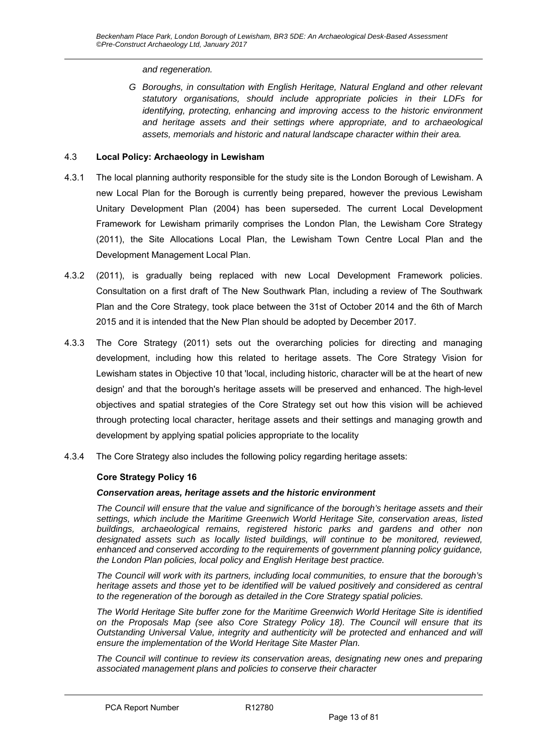*and regeneration.*

*G Boroughs, in consultation with English Heritage, Natural England and other relevant statutory organisations, should include appropriate policies in their LDFs for identifying, protecting, enhancing and improving access to the historic environment and heritage assets and their settings where appropriate, and to archaeological assets, memorials and historic and natural landscape character within their area.*

### 4.3 **Local Policy: Archaeology in Lewisham**

4.3.1 The local planning authority responsible for the study site is the London Borough of Lewisham. A new Local Plan for the Borough is currently being prepared, however the previous Lewisham Unitary Development Plan (2004) has been superseded. The current Local Development Framework for Lewisham primarily comprises the London Plan, the Lewisham Core Strategy (2011), the Site Allocations Local Plan, the Lewisham Town Centre Local Plan and the Development Management Local Plan.

4.3.2 (2011), is gradually being replaced with new Local Development Framework policies. Consultation on a first draft of The New Southwark Plan, including a review of The Southwark Plan and the Core Strategy, took place between the 31st of October 2014 and the 6th of March 2015 and it is intended that the New Plan should be adopted by December 2017.

4.3.3 The Core Strategy (2011) sets out the overarching policies for directing and managing development, including how this related to heritage assets. The Core Strategy Vision for Lewisham states in Objective 10 that 'local, including historic, character will be at the heart of new design' and that the borough's heritage assets will be preserved and enhanced. The high-level objectives and spatial strategies of the Core Strategy set out how this vision will be achieved through protecting local character, heritage assets and their settings and managing growth and development by applying spatial policies appropriate to the locality

4.3.4 The Core Strategy also includes the following policy regarding heritage assets:

**Core Strategy Policy 16**

***Conservation areas, heritage assets and the historic environment***

*The Council will ensure that the value and significance of the borough's heritage assets and their settings, which include the Maritime Greenwich World Heritage Site, conservation areas, listed buildings, archaeological remains, registered historic parks and gardens and other non designated assets such as locally listed buildings, will continue to be monitored, reviewed, enhanced and conserved according to the requirements of government planning policy guidance, the London Plan policies, local policy and English Heritage best practice.*

*The Council will work with its partners, including local communities, to ensure that the borough's heritage assets and those yet to be identified will be valued positively and considered as central to the regeneration of the borough as detailed in the Core Strategy spatial policies.*

*The World Heritage Site buffer zone for the Maritime Greenwich World Heritage Site is identified on the Proposals Map (see also Core Strategy Policy 18). The Council will ensure that its Outstanding Universal Value, integrity and authenticity will be protected and enhanced and will ensure the implementation of the World Heritage Site Master Plan.*

*The Council will continue to review its conservation areas, designating new ones and preparing associated management plans and policies to conserve their character*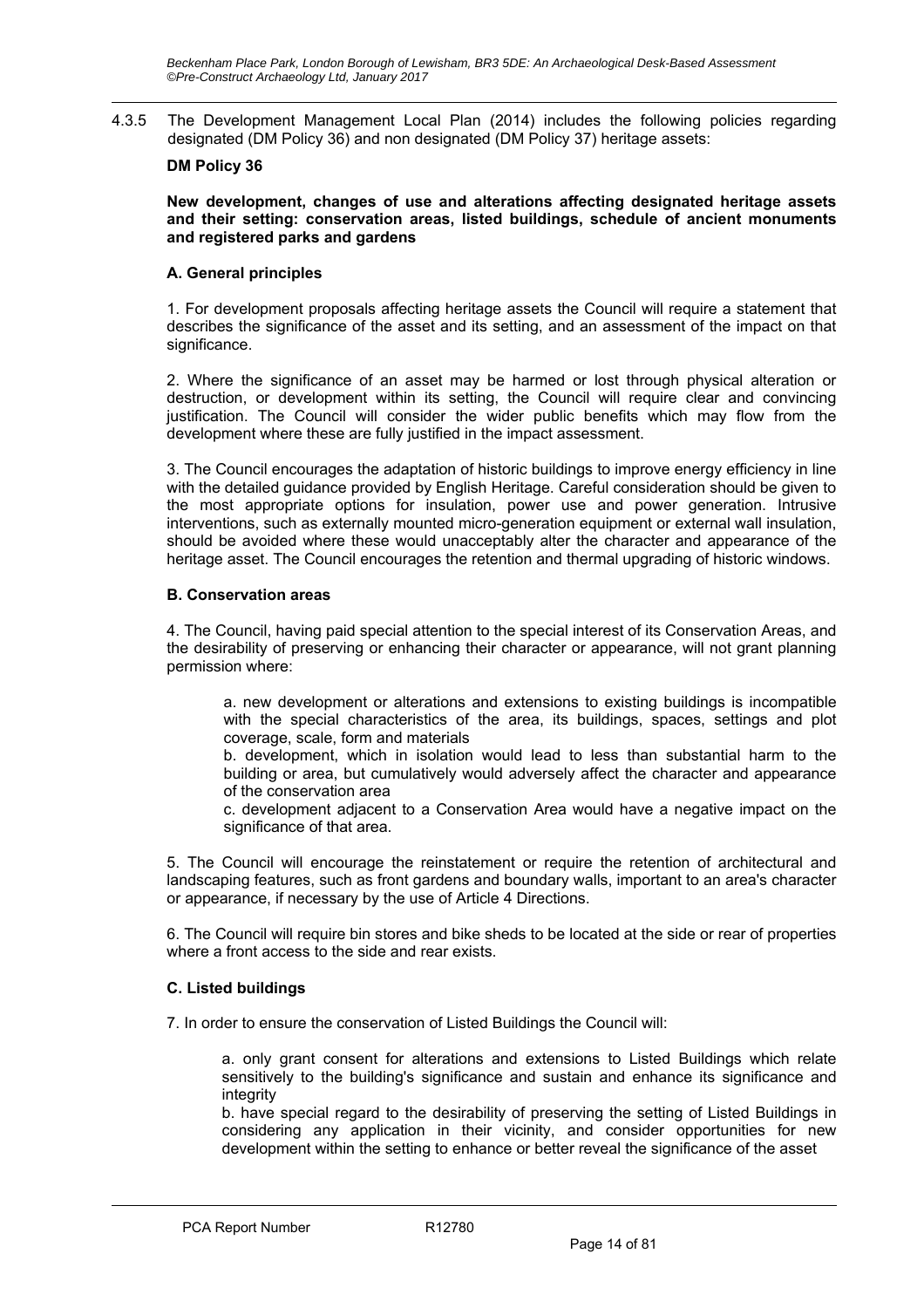4.3.5 The Development Management Local Plan (2014) includes the following policies regarding designated (DM Policy 36) and non designated (DM Policy 37) heritage assets:

**DM Policy 36**

**New development, changes of use and alterations affecting designated heritage assets and their setting: conservation areas, listed buildings, schedule of ancient monuments and registered parks and gardens**

**A. General principles**

1. For development proposals affecting heritage assets the Council will require a statement that describes the significance of the asset and its setting, and an assessment of the impact on that significance.

2. Where the significance of an asset may be harmed or lost through physical alteration or destruction, or development within its setting, the Council will require clear and convincing justification. The Council will consider the wider public benefits which may flow from the development where these are fully justified in the impact assessment.

3. The Council encourages the adaptation of historic buildings to improve energy efficiency in line with the detailed guidance provided by English Heritage. Careful consideration should be given to the most appropriate options for insulation, power use and power generation. Intrusive interventions, such as externally mounted micro-generation equipment or external wall insulation, should be avoided where these would unacceptably alter the character and appearance of the heritage asset. The Council encourages the retention and thermal upgrading of historic windows.

**B. Conservation areas**

4. The Council, having paid special attention to the special interest of its Conservation Areas, and the desirability of preserving or enhancing their character or appearance, will not grant planning permission where:

a. new development or alterations and extensions to existing buildings is incompatible with the special characteristics of the area, its buildings, spaces, settings and plot coverage, scale, form and materials

b. development, which in isolation would lead to less than substantial harm to the building or area, but cumulatively would adversely affect the character and appearance of the conservation area

c. development adjacent to a Conservation Area would have a negative impact on the significance of that area.

5. The Council will encourage the reinstatement or require the retention of architectural and landscaping features, such as front gardens and boundary walls, important to an area's character or appearance, if necessary by the use of Article 4 Directions.

6. The Council will require bin stores and bike sheds to be located at the side or rear of properties where a front access to the side and rear exists.

**C. Listed buildings**

7. In order to ensure the conservation of Listed Buildings the Council will:

a. only grant consent for alterations and extensions to Listed Buildings which relate sensitively to the building's significance and sustain and enhance its significance and integrity

b. have special regard to the desirability of preserving the setting of Listed Buildings in considering any application in their vicinity, and consider opportunities for new development within the setting to enhance or better reveal the significance of the asset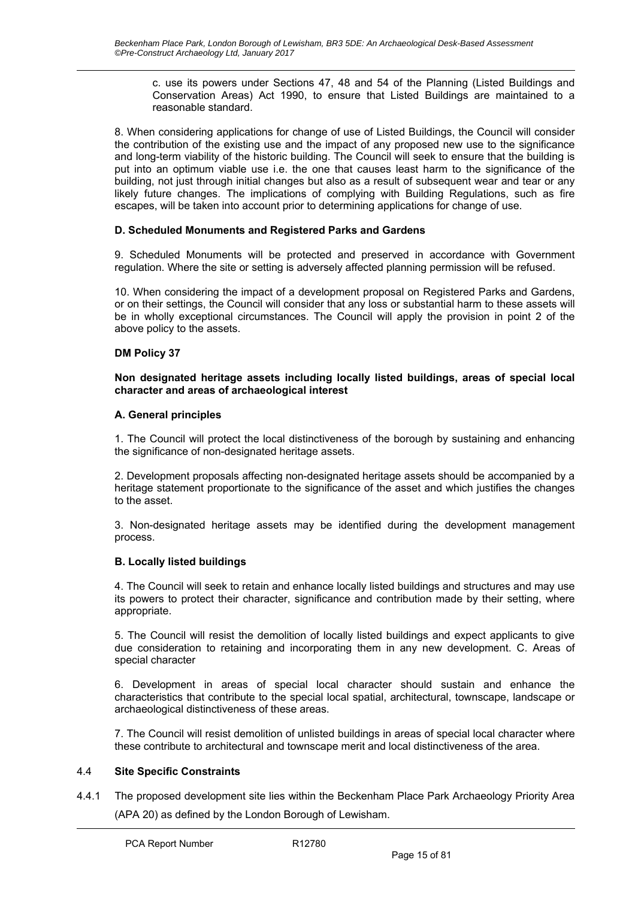c. use its powers under Sections 47, 48 and 54 of the Planning (Listed Buildings and Conservation Areas) Act 1990, to ensure that Listed Buildings are maintained to a reasonable standard.

8. When considering applications for change of use of Listed Buildings, the Council will consider the contribution of the existing use and the impact of any proposed new use to the significance and long-term viability of the historic building. The Council will seek to ensure that the building is put into an optimum viable use i.e. the one that causes least harm to the significance of the building, not just through initial changes but also as a result of subsequent wear and tear or any likely future changes. The implications of complying with Building Regulations, such as fire escapes, will be taken into account prior to determining applications for change of use.

**D. Scheduled Monuments and Registered Parks and Gardens**

9. Scheduled Monuments will be protected and preserved in accordance with Government regulation. Where the site or setting is adversely affected planning permission will be refused.

10. When considering the impact of a development proposal on Registered Parks and Gardens, or on their settings, the Council will consider that any loss or substantial harm to these assets will be in wholly exceptional circumstances. The Council will apply the provision in point 2 of the above policy to the assets.

**DM Policy 37**

**Non designated heritage assets including locally listed buildings, areas of special local character and areas of archaeological interest**

**A. General principles**

1. The Council will protect the local distinctiveness of the borough by sustaining and enhancing the significance of non-designated heritage assets.

2. Development proposals affecting non-designated heritage assets should be accompanied by a heritage statement proportionate to the significance of the asset and which justifies the changes to the asset.

3. Non-designated heritage assets may be identified during the development management process.

**B. Locally listed buildings**

4. The Council will seek to retain and enhance locally listed buildings and structures and may use its powers to protect their character, significance and contribution made by their setting, where appropriate.

5. The Council will resist the demolition of locally listed buildings and expect applicants to give due consideration to retaining and incorporating them in any new development. C. Areas of special character

6. Development in areas of special local character should sustain and enhance the characteristics that contribute to the special local spatial, architectural, townscape, landscape or archaeological distinctiveness of these areas.

7. The Council will resist demolition of unlisted buildings in areas of special local character where these contribute to architectural and townscape merit and local distinctiveness of the area.

## 4.4 Site Specific Constraints

4.4.1 The proposed development site lies within the Beckenham Place Park Archaeology Priority Area (APA 20) as defined by the London Borough of Lewisham.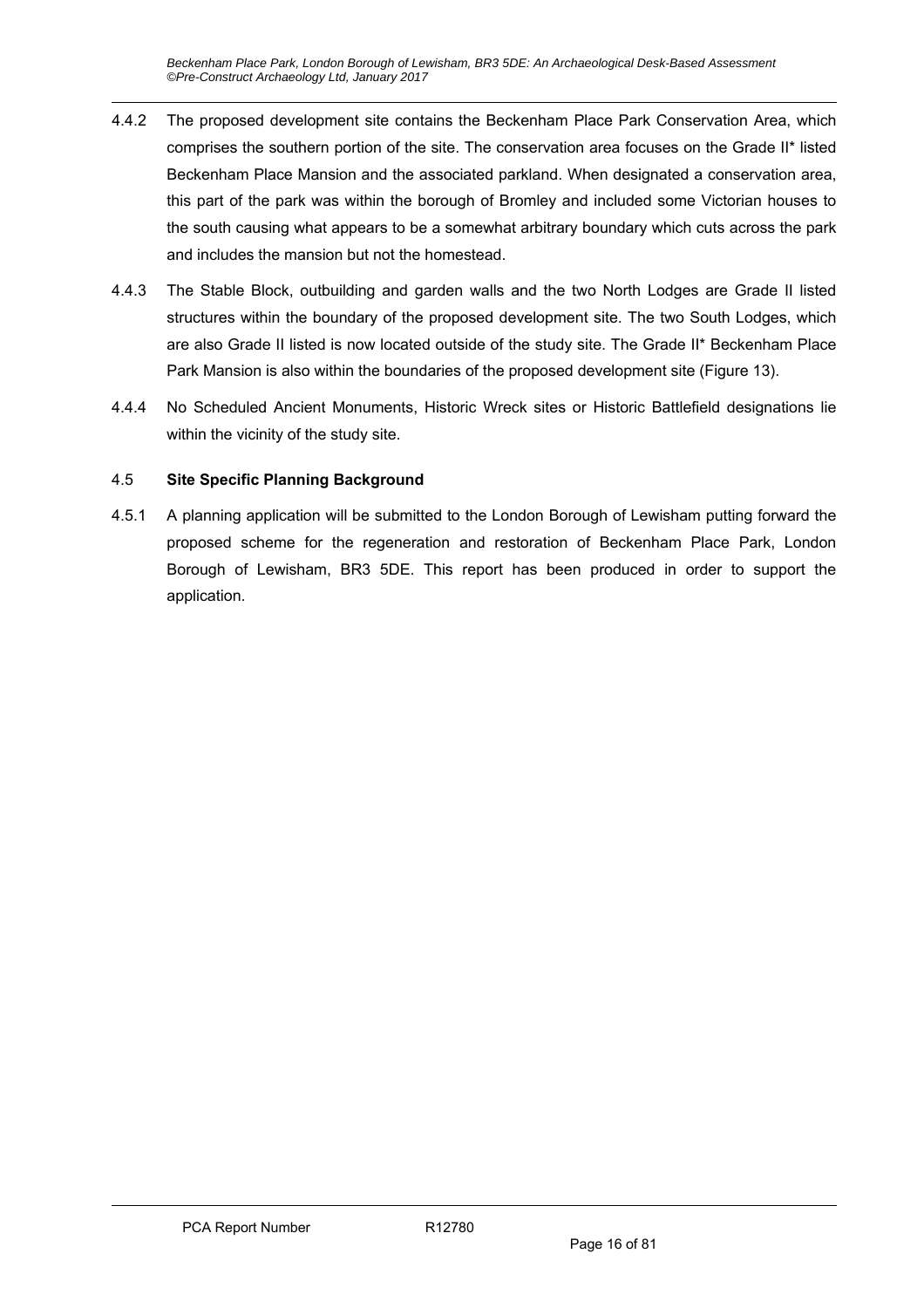4.4.2 The proposed development site contains the Beckenham Place Park Conservation Area, which comprises the southern portion of the site. The conservation area focuses on the Grade II* listed Beckenham Place Mansion and the associated parkland. When designated a conservation area, this part of the park was within the borough of Bromley and included some Victorian houses to the south causing what appears to be a somewhat arbitrary boundary which cuts across the park and includes the mansion but not the homestead.

4.4.3 The Stable Block, outbuilding and garden walls and the two North Lodges are Grade II listed structures within the boundary of the proposed development site. The two South Lodges, which are also Grade II listed is now located outside of the study site. The Grade II* Beckenham Place Park Mansion is also within the boundaries of the proposed development site (Figure 13).

4.4.4 No Scheduled Ancient Monuments, Historic Wreck sites or Historic Battlefield designations lie within the vicinity of the study site.

## 4.5 Site Specific Planning Background

4.5.1 A planning application will be submitted to the London Borough of Lewisham putting forward the proposed scheme for the regeneration and restoration of Beckenham Place Park, London Borough of Lewisham, BR3 5DE. This report has been produced in order to support the application.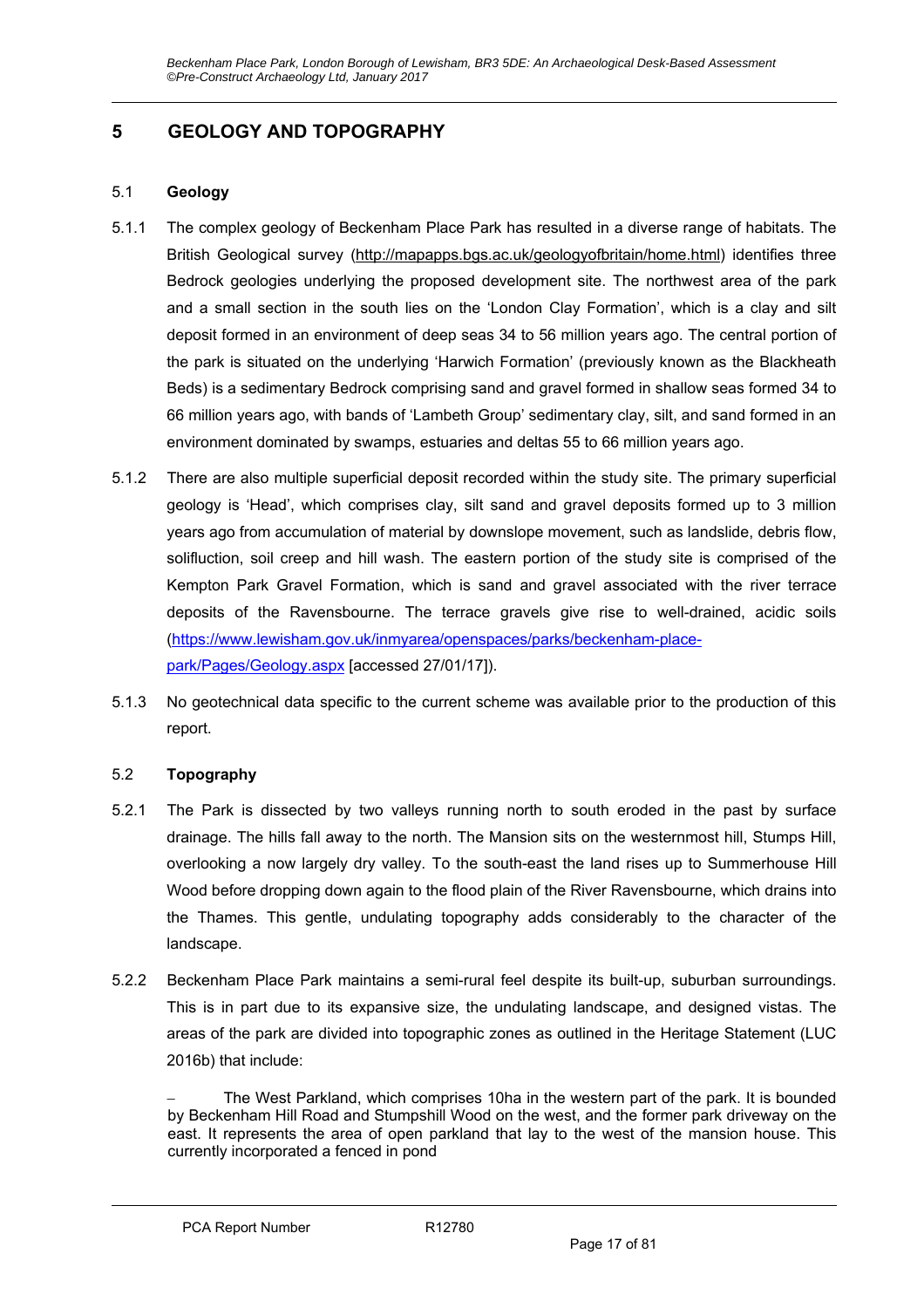# 5 GEOLOGY AND TOPOGRAPHY

## 5.1 Geology

5.1.1 The complex geology of Beckenham Place Park has resulted in a diverse range of habitats. The British Geological survey (http://mapapps.bgs.ac.uk/geologyofbritain/home.html) identifies three Bedrock geologies underlying the proposed development site. The northwest area of the park and a small section in the south lies on the 'London Clay Formation', which is a clay and silt deposit formed in an environment of deep seas 34 to 56 million years ago. The central portion of the park is situated on the underlying 'Harwich Formation' (previously known as the Blackheath Beds) is a sedimentary Bedrock comprising sand and gravel formed in shallow seas formed 34 to 66 million years ago, with bands of 'Lambeth Group' sedimentary clay, silt, and sand formed in an environment dominated by swamps, estuaries and deltas 55 to 66 million years ago.

5.1.2 There are also multiple superficial deposit recorded within the study site. The primary superficial geology is 'Head', which comprises clay, silt sand and gravel deposits formed up to 3 million years ago from accumulation of material by downslope movement, such as landslide, debris flow, solifluction, soil creep and hill wash. The eastern portion of the study site is comprised of the Kempton Park Gravel Formation, which is sand and gravel associated with the river terrace deposits of the Ravensbourne. The terrace gravels give rise to well-drained, acidic soils (https://www.lewisham.gov.uk/inmyarea/openspaces/parks/beckenham-place-park/Pages/Geology.aspx [accessed 27/01/17]).

5.1.3 No geotechnical data specific to the current scheme was available prior to the production of this report.

## 5.2 Topography

5.2.1 The Park is dissected by two valleys running north to south eroded in the past by surface drainage. The hills fall away to the north. The Mansion sits on the westernmost hill, Stumps Hill, overlooking a now largely dry valley. To the south-east the land rises up to Summerhouse Hill Wood before dropping down again to the flood plain of the River Ravensbourne, which drains into the Thames. This gentle, undulating topography adds considerably to the character of the landscape.

5.2.2 Beckenham Place Park maintains a semi-rural feel despite its built-up, suburban surroundings. This is in part due to its expansive size, the undulating landscape, and designed vistas. The areas of the park are divided into topographic zones as outlined in the Heritage Statement (LUC 2016b) that include:

– The West Parkland, which comprises 10ha in the western part of the park. It is bounded by Beckenham Hill Road and Stumpshill Wood on the west, and the former park driveway on the east. It represents the area of open parkland that lay to the west of the mansion house. This currently incorporated a fenced in pond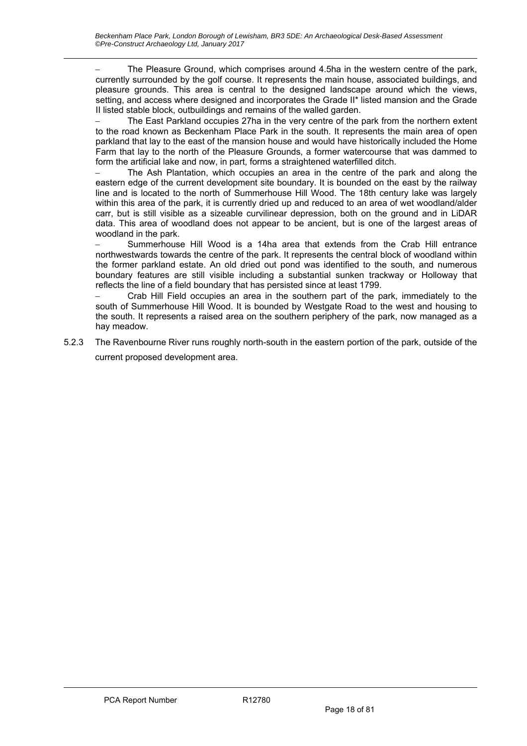- The Pleasure Ground, which comprises around 4.5ha in the western centre of the park, currently surrounded by the golf course. It represents the main house, associated buildings, and pleasure grounds. This area is central to the designed landscape around which the views, setting, and access where designed and incorporates the Grade II* listed mansion and the Grade II listed stable block, outbuildings and remains of the walled garden.
- The East Parkland occupies 27ha in the very centre of the park from the northern extent to the road known as Beckenham Place Park in the south. It represents the main area of open parkland that lay to the east of the mansion house and would have historically included the Home Farm that lay to the north of the Pleasure Grounds, a former watercourse that was dammed to form the artificial lake and now, in part, forms a straightened waterfilled ditch.
- The Ash Plantation, which occupies an area in the centre of the park and along the eastern edge of the current development site boundary. It is bounded on the east by the railway line and is located to the north of Summerhouse Hill Wood. The 18th century lake was largely within this area of the park, it is currently dried up and reduced to an area of wet woodland/alder carr, but is still visible as a sizeable curvilinear depression, both on the ground and in LiDAR data. This area of woodland does not appear to be ancient, but is one of the largest areas of woodland in the park.
- Summerhouse Hill Wood is a 14ha area that extends from the Crab Hill entrance northwestwards towards the centre of the park. It represents the central block of woodland within the former parkland estate. An old dried out pond was identified to the south, and numerous boundary features are still visible including a substantial sunken trackway or Holloway that reflects the line of a field boundary that has persisted since at least 1799.
- Crab Hill Field occupies an area in the southern part of the park, immediately to the south of Summerhouse Hill Wood. It is bounded by Westgate Road to the west and housing to the south. It represents a raised area on the southern periphery of the park, now managed as a hay meadow.

5.2.3 The Ravenbourne River runs roughly north-south in the eastern portion of the park, outside of the current proposed development area.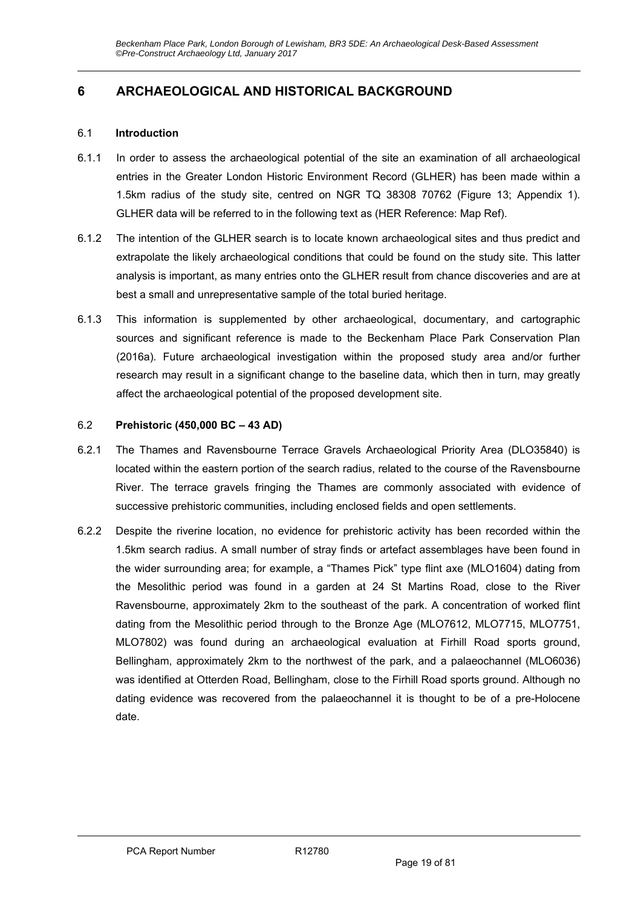# 6 ARCHAEOLOGICAL AND HISTORICAL BACKGROUND

## 6.1 Introduction

6.1.1 In order to assess the archaeological potential of the site an examination of all archaeological entries in the Greater London Historic Environment Record (GLHER) has been made within a 1.5km radius of the study site, centred on NGR TQ 38308 70762 (Figure 13; Appendix 1). GLHER data will be referred to in the following text as (HER Reference: Map Ref).

6.1.2 The intention of the GLHER search is to locate known archaeological sites and thus predict and extrapolate the likely archaeological conditions that could be found on the study site. This latter analysis is important, as many entries onto the GLHER result from chance discoveries and are at best a small and unrepresentative sample of the total buried heritage.

6.1.3 This information is supplemented by other archaeological, documentary, and cartographic sources and significant reference is made to the Beckenham Place Park Conservation Plan (2016a). Future archaeological investigation within the proposed study area and/or further research may result in a significant change to the baseline data, which then in turn, may greatly affect the archaeological potential of the proposed development site.

## 6.2 Prehistoric (450,000 BC – 43 AD)

6.2.1 The Thames and Ravensbourne Terrace Gravels Archaeological Priority Area (DLO35840) is located within the eastern portion of the search radius, related to the course of the Ravensbourne River. The terrace gravels fringing the Thames are commonly associated with evidence of successive prehistoric communities, including enclosed fields and open settlements.

6.2.2 Despite the riverine location, no evidence for prehistoric activity has been recorded within the 1.5km search radius. A small number of stray finds or artefact assemblages have been found in the wider surrounding area; for example, a "Thames Pick" type flint axe (MLO1604) dating from the Mesolithic period was found in a garden at 24 St Martins Road, close to the River Ravensbourne, approximately 2km to the southeast of the park. A concentration of worked flint dating from the Mesolithic period through to the Bronze Age (MLO7612, MLO7715, MLO7751, MLO7802) was found during an archaeological evaluation at Firhill Road sports ground, Bellingham, approximately 2km to the northwest of the park, and a palaeochannel (MLO6036) was identified at Otterden Road, Bellingham, close to the Firhill Road sports ground. Although no dating evidence was recovered from the palaeochannel it is thought to be of a pre-Holocene date.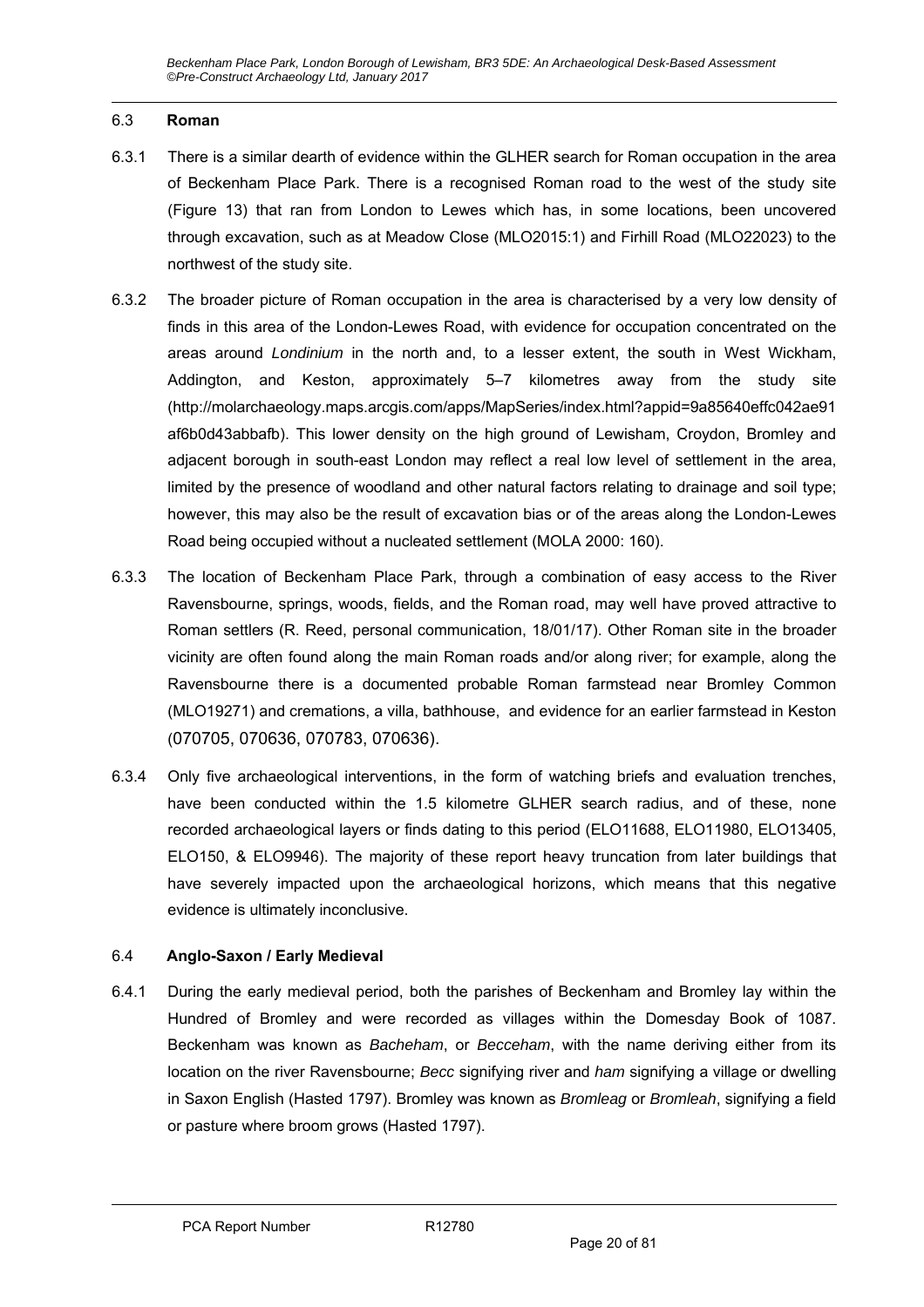## 6.3 Roman

6.3.1 There is a similar dearth of evidence within the GLHER search for Roman occupation in the area of Beckenham Place Park. There is a recognised Roman road to the west of the study site (Figure 13) that ran from London to Lewes which has, in some locations, been uncovered through excavation, such as at Meadow Close (MLO2015:1) and Firhill Road (MLO22023) to the northwest of the study site.

6.3.2 The broader picture of Roman occupation in the area is characterised by a very low density of finds in this area of the London-Lewes Road, with evidence for occupation concentrated on the areas around *Londinium* in the north and, to a lesser extent, the south in West Wickham, Addington, and Keston, approximately 5–7 kilometres away from the study site (http://molarchaeology.maps.arcgis.com/apps/MapSeries/index.html?appid=9a85640effc042ae91af6b0d43abbafb). This lower density on the high ground of Lewisham, Croydon, Bromley and adjacent borough in south-east London may reflect a real low level of settlement in the area, limited by the presence of woodland and other natural factors relating to drainage and soil type; however, this may also be the result of excavation bias or of the areas along the London-Lewes Road being occupied without a nucleated settlement (MOLA 2000: 160).

6.3.3 The location of Beckenham Place Park, through a combination of easy access to the River Ravensbourne, springs, woods, fields, and the Roman road, may well have proved attractive to Roman settlers (R. Reed, personal communication, 18/01/17). Other Roman site in the broader vicinity are often found along the main Roman roads and/or along river; for example, along the Ravensbourne there is a documented probable Roman farmstead near Bromley Common (MLO19271) and cremations, a villa, bathhouse, and evidence for an earlier farmstead in Keston (070705, 070636, 070783, 070636).

6.3.4 Only five archaeological interventions, in the form of watching briefs and evaluation trenches, have been conducted within the 1.5 kilometre GLHER search radius, and of these, none recorded archaeological layers or finds dating to this period (ELO11688, ELO11980, ELO13405, ELO150, & ELO9946). The majority of these report heavy truncation from later buildings that have severely impacted upon the archaeological horizons, which means that this negative evidence is ultimately inconclusive.

## 6.4 Anglo-Saxon / Early Medieval

6.4.1 During the early medieval period, both the parishes of Beckenham and Bromley lay within the Hundred of Bromley and were recorded as villages within the Domesday Book of 1087. Beckenham was known as *Bacheham*, or *Becceham*, with the name deriving either from its location on the river Ravensbourne; *Becc* signifying river and *ham* signifying a village or dwelling in Saxon English (Hasted 1797). Bromley was known as *Bromleag* or *Bromleah*, signifying a field or pasture where broom grows (Hasted 1797).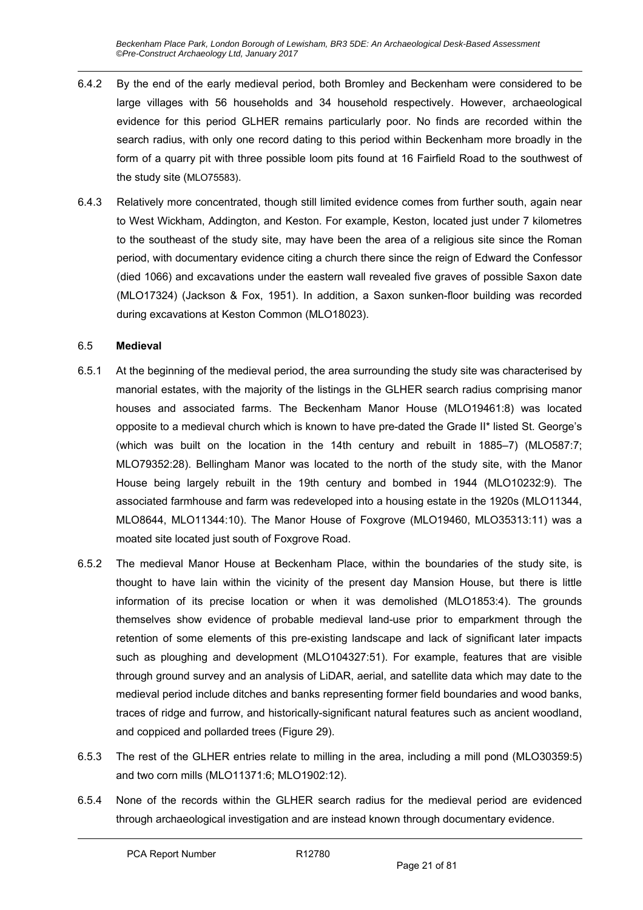6.4.2 By the end of the early medieval period, both Bromley and Beckenham were considered to be large villages with 56 households and 34 household respectively. However, archaeological evidence for this period GLHER remains particularly poor. No finds are recorded within the search radius, with only one record dating to this period within Beckenham more broadly in the form of a quarry pit with three possible loom pits found at 16 Fairfield Road to the southwest of the study site (MLO75583).

6.4.3 Relatively more concentrated, though still limited evidence comes from further south, again near to West Wickham, Addington, and Keston. For example, Keston, located just under 7 kilometres to the southeast of the study site, may have been the area of a religious site since the Roman period, with documentary evidence citing a church there since the reign of Edward the Confessor (died 1066) and excavations under the eastern wall revealed five graves of possible Saxon date (MLO17324) (Jackson & Fox, 1951). In addition, a Saxon sunken-floor building was recorded during excavations at Keston Common (MLO18023).

## 6.5 Medieval

6.5.1 At the beginning of the medieval period, the area surrounding the study site was characterised by manorial estates, with the majority of the listings in the GLHER search radius comprising manor houses and associated farms. The Beckenham Manor House (MLO19461:8) was located opposite to a medieval church which is known to have pre-dated the Grade II* listed St. George's (which was built on the location in the 14th century and rebuilt in 1885–7) (MLO587:7; MLO79352:28). Bellingham Manor was located to the north of the study site, with the Manor House being largely rebuilt in the 19th century and bombed in 1944 (MLO10232:9). The associated farmhouse and farm was redeveloped into a housing estate in the 1920s (MLO11344, MLO8644, MLO11344:10). The Manor House of Foxgrove (MLO19460, MLO35313:11) was a moated site located just south of Foxgrove Road.

6.5.2 The medieval Manor House at Beckenham Place, within the boundaries of the study site, is thought to have lain within the vicinity of the present day Mansion House, but there is little information of its precise location or when it was demolished (MLO1853:4). The grounds themselves show evidence of probable medieval land-use prior to emparkment through the retention of some elements of this pre-existing landscape and lack of significant later impacts such as ploughing and development (MLO104327:51). For example, features that are visible through ground survey and an analysis of LiDAR, aerial, and satellite data which may date to the medieval period include ditches and banks representing former field boundaries and wood banks, traces of ridge and furrow, and historically-significant natural features such as ancient woodland, and coppiced and pollarded trees (Figure 29).

6.5.3 The rest of the GLHER entries relate to milling in the area, including a mill pond (MLO30359:5) and two corn mills (MLO11371:6; MLO1902:12).

6.5.4 None of the records within the GLHER search radius for the medieval period are evidenced through archaeological investigation and are instead known through documentary evidence.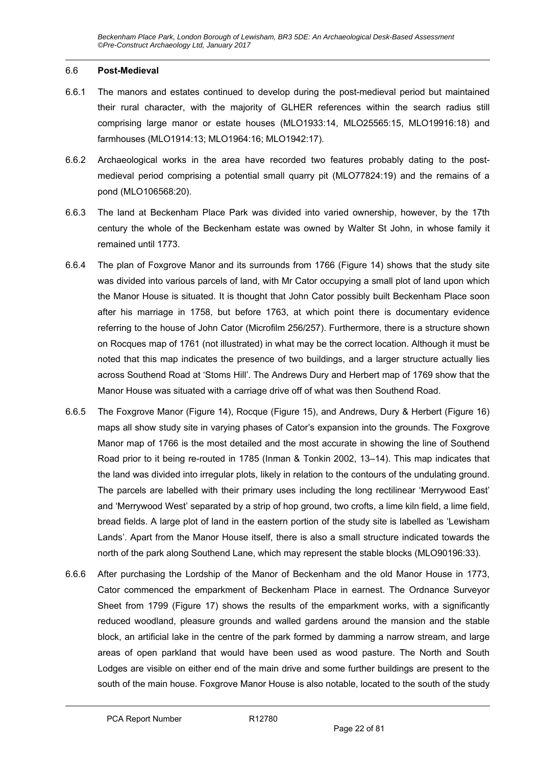### 6.6 Post-Medieval

6.6.1 The manors and estates continued to develop during the post-medieval period but maintained their rural character, with the majority of GLHER references within the search radius still comprising large manor or estate houses (MLO1933:14, MLO25565:15, MLO19916:18) and farmhouses (MLO1914:13; MLO1964:16; MLO1942:17).

6.6.2 Archaeological works in the area have recorded two features probably dating to the post-medieval period comprising a potential small quarry pit (MLO77824:19) and the remains of a pond (MLO106568:20).

6.6.3 The land at Beckenham Place Park was divided into varied ownership, however, by the 17th century the whole of the Beckenham estate was owned by Walter St John, in whose family it remained until 1773.

6.6.4 The plan of Foxgrove Manor and its surrounds from 1766 (Figure 14) shows that the study site was divided into various parcels of land, with Mr Cator occupying a small plot of land upon which the Manor House is situated. It is thought that John Cator possibly built Beckenham Place soon after his marriage in 1758, but before 1763, at which point there is documentary evidence referring to the house of John Cator (Microfilm 256/257). Furthermore, there is a structure shown on Rocques map of 1761 (not illustrated) in what may be the correct location. Although it must be noted that this map indicates the presence of two buildings, and a larger structure actually lies across Southend Road at 'Stoms Hill'. The Andrews Dury and Herbert map of 1769 show that the Manor House was situated with a carriage drive off of what was then Southend Road.

6.6.5 The Foxgrove Manor (Figure 14), Rocque (Figure 15), and Andrews, Dury & Herbert (Figure 16) maps all show study site in varying phases of Cator's expansion into the grounds. The Foxgrove Manor map of 1766 is the most detailed and the most accurate in showing the line of Southend Road prior to it being re-routed in 1785 (Inman & Tonkin 2002, 13–14). This map indicates that the land was divided into irregular plots, likely in relation to the contours of the undulating ground. The parcels are labelled with their primary uses including the long rectilinear 'Merrywood East' and 'Merrywood West' separated by a strip of hop ground, two crofts, a lime kiln field, a lime field, bread fields. A large plot of land in the eastern portion of the study site is labelled as 'Lewisham Lands'. Apart from the Manor House itself, there is also a small structure indicated towards the north of the park along Southend Lane, which may represent the stable blocks (MLO90196:33).

6.6.6 After purchasing the Lordship of the Manor of Beckenham and the old Manor House in 1773, Cator commenced the emparkment of Beckenham Place in earnest. The Ordnance Surveyor Sheet from 1799 (Figure 17) shows the results of the emparkment works, with a significantly reduced woodland, pleasure grounds and walled gardens around the mansion and the stable block, an artificial lake in the centre of the park formed by damming a narrow stream, and large areas of open parkland that would have been used as wood pasture. The North and South Lodges are visible on either end of the main drive and some further buildings are present to the south of the main house. Foxgrove Manor House is also notable, located to the south of the study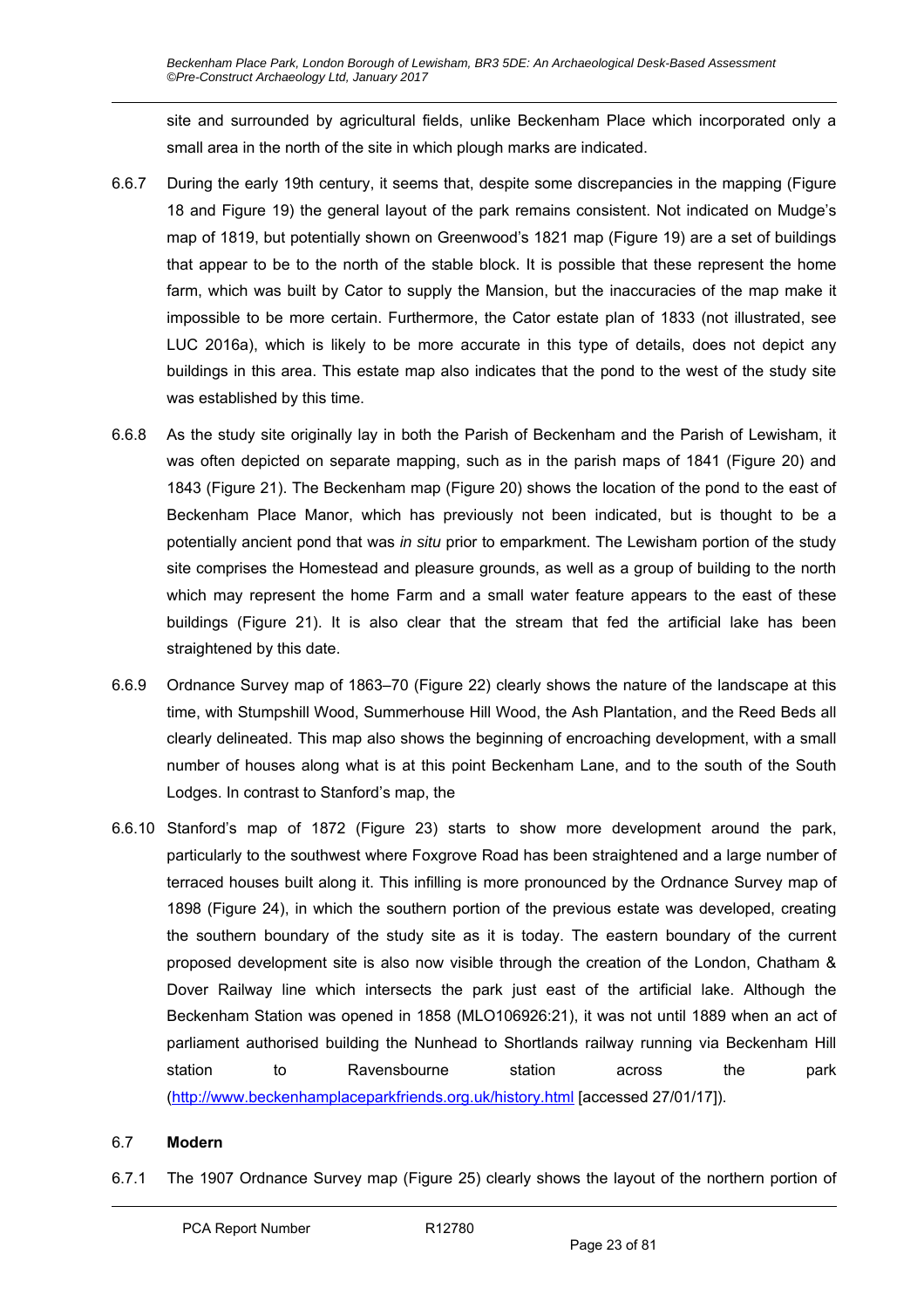site and surrounded by agricultural fields, unlike Beckenham Place which incorporated only a small area in the north of the site in which plough marks are indicated.

6.6.7 During the early 19th century, it seems that, despite some discrepancies in the mapping (Figure 18 and Figure 19) the general layout of the park remains consistent. Not indicated on Mudge's map of 1819, but potentially shown on Greenwood's 1821 map (Figure 19) are a set of buildings that appear to be to the north of the stable block. It is possible that these represent the home farm, which was built by Cator to supply the Mansion, but the inaccuracies of the map make it impossible to be more certain. Furthermore, the Cator estate plan of 1833 (not illustrated, see LUC 2016a), which is likely to be more accurate in this type of details, does not depict any buildings in this area. This estate map also indicates that the pond to the west of the study site was established by this time.

6.6.8 As the study site originally lay in both the Parish of Beckenham and the Parish of Lewisham, it was often depicted on separate mapping, such as in the parish maps of 1841 (Figure 20) and 1843 (Figure 21). The Beckenham map (Figure 20) shows the location of the pond to the east of Beckenham Place Manor, which has previously not been indicated, but is thought to be a potentially ancient pond that was *in situ* prior to emparkment. The Lewisham portion of the study site comprises the Homestead and pleasure grounds, as well as a group of building to the north which may represent the home Farm and a small water feature appears to the east of these buildings (Figure 21). It is also clear that the stream that fed the artificial lake has been straightened by this date.

6.6.9 Ordnance Survey map of 1863–70 (Figure 22) clearly shows the nature of the landscape at this time, with Stumpshill Wood, Summerhouse Hill Wood, the Ash Plantation, and the Reed Beds all clearly delineated. This map also shows the beginning of encroaching development, with a small number of houses along what is at this point Beckenham Lane, and to the south of the South Lodges. In contrast to Stanford's map, the

6.6.10 Stanford's map of 1872 (Figure 23) starts to show more development around the park, particularly to the southwest where Foxgrove Road has been straightened and a large number of terraced houses built along it. This infilling is more pronounced by the Ordnance Survey map of 1898 (Figure 24), in which the southern portion of the previous estate was developed, creating the southern boundary of the study site as it is today. The eastern boundary of the current proposed development site is also now visible through the creation of the London, Chatham & Dover Railway line which intersects the park just east of the artificial lake. Although the Beckenham Station was opened in 1858 (MLO106926:21), it was not until 1889 when an act of parliament authorised building the Nunhead to Shortlands railway running via Beckenham Hill station to Ravensbourne station across the park (http://www.beckenhamplaceparkfriends.org.uk/history.html [accessed 27/01/17]).

## 6.7 Modern

6.7.1 The 1907 Ordnance Survey map (Figure 25) clearly shows the layout of the northern portion of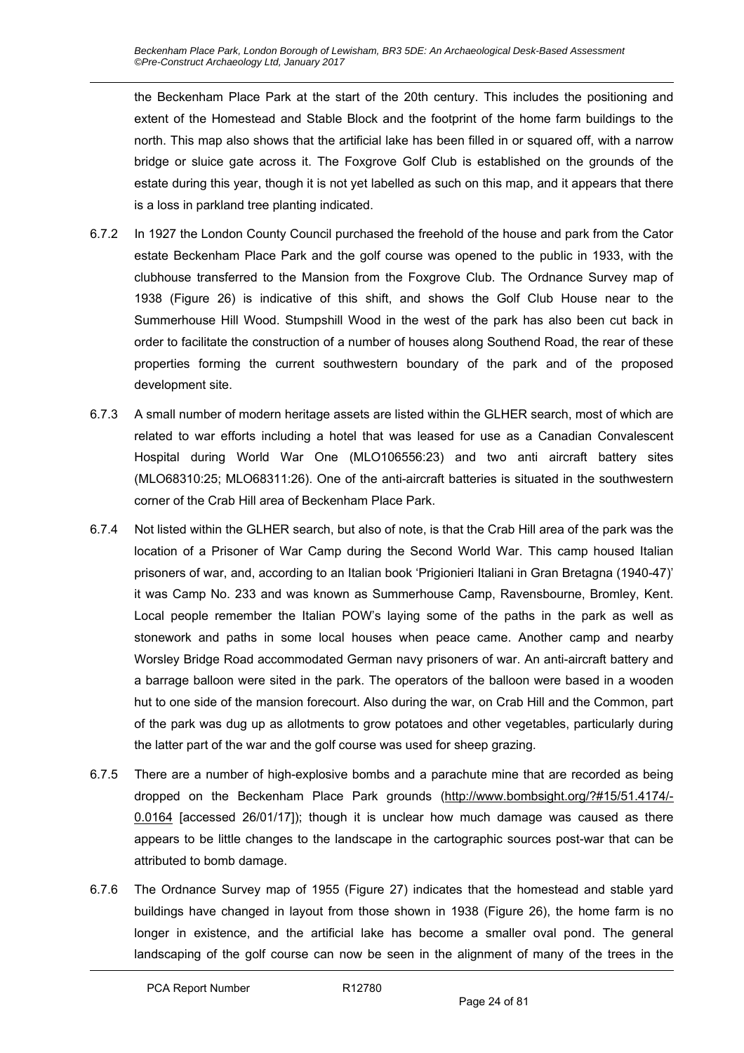the Beckenham Place Park at the start of the 20th century. This includes the positioning and extent of the Homestead and Stable Block and the footprint of the home farm buildings to the north. This map also shows that the artificial lake has been filled in or squared off, with a narrow bridge or sluice gate across it. The Foxgrove Golf Club is established on the grounds of the estate during this year, though it is not yet labelled as such on this map, and it appears that there is a loss in parkland tree planting indicated.

6.7.2 In 1927 the London County Council purchased the freehold of the house and park from the Cator estate Beckenham Place Park and the golf course was opened to the public in 1933, with the clubhouse transferred to the Mansion from the Foxgrove Club. The Ordnance Survey map of 1938 (Figure 26) is indicative of this shift, and shows the Golf Club House near to the Summerhouse Hill Wood. Stumpshill Wood in the west of the park has also been cut back in order to facilitate the construction of a number of houses along Southend Road, the rear of these properties forming the current southwestern boundary of the park and of the proposed development site.

6.7.3 A small number of modern heritage assets are listed within the GLHER search, most of which are related to war efforts including a hotel that was leased for use as a Canadian Convalescent Hospital during World War One (MLO106556:23) and two anti aircraft battery sites (MLO68310:25; MLO68311:26). One of the anti-aircraft batteries is situated in the southwestern corner of the Crab Hill area of Beckenham Place Park.

6.7.4 Not listed within the GLHER search, but also of note, is that the Crab Hill area of the park was the location of a Prisoner of War Camp during the Second World War. This camp housed Italian prisoners of war, and, according to an Italian book 'Prigionieri Italiani in Gran Bretagna (1940-47)' it was Camp No. 233 and was known as Summerhouse Camp, Ravensbourne, Bromley, Kent. Local people remember the Italian POW's laying some of the paths in the park as well as stonework and paths in some local houses when peace came. Another camp and nearby Worsley Bridge Road accommodated German navy prisoners of war. An anti-aircraft battery and a barrage balloon were sited in the park. The operators of the balloon were based in a wooden hut to one side of the mansion forecourt. Also during the war, on Crab Hill and the Common, part of the park was dug up as allotments to grow potatoes and other vegetables, particularly during the latter part of the war and the golf course was used for sheep grazing.

6.7.5 There are a number of high-explosive bombs and a parachute mine that are recorded as being dropped on the Beckenham Place Park grounds (http://www.bombsight.org/?#15/51.4174/-0.0164 [accessed 26/01/17]); though it is unclear how much damage was caused as there appears to be little changes to the landscape in the cartographic sources post-war that can be attributed to bomb damage.

6.7.6 The Ordnance Survey map of 1955 (Figure 27) indicates that the homestead and stable yard buildings have changed in layout from those shown in 1938 (Figure 26), the home farm is no longer in existence, and the artificial lake has become a smaller oval pond. The general landscaping of the golf course can now be seen in the alignment of many of the trees in the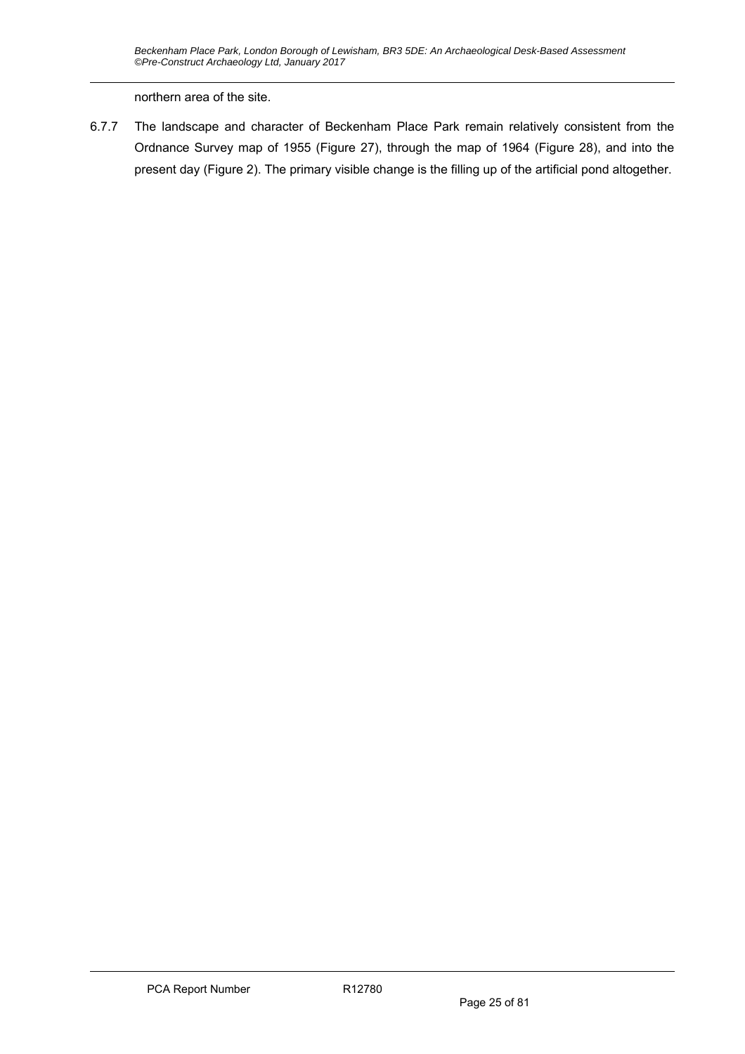northern area of the site.

6.7.7 The landscape and character of Beckenham Place Park remain relatively consistent from the Ordnance Survey map of 1955 (Figure 27), through the map of 1964 (Figure 28), and into the present day (Figure 2). The primary visible change is the filling up of the artificial pond altogether.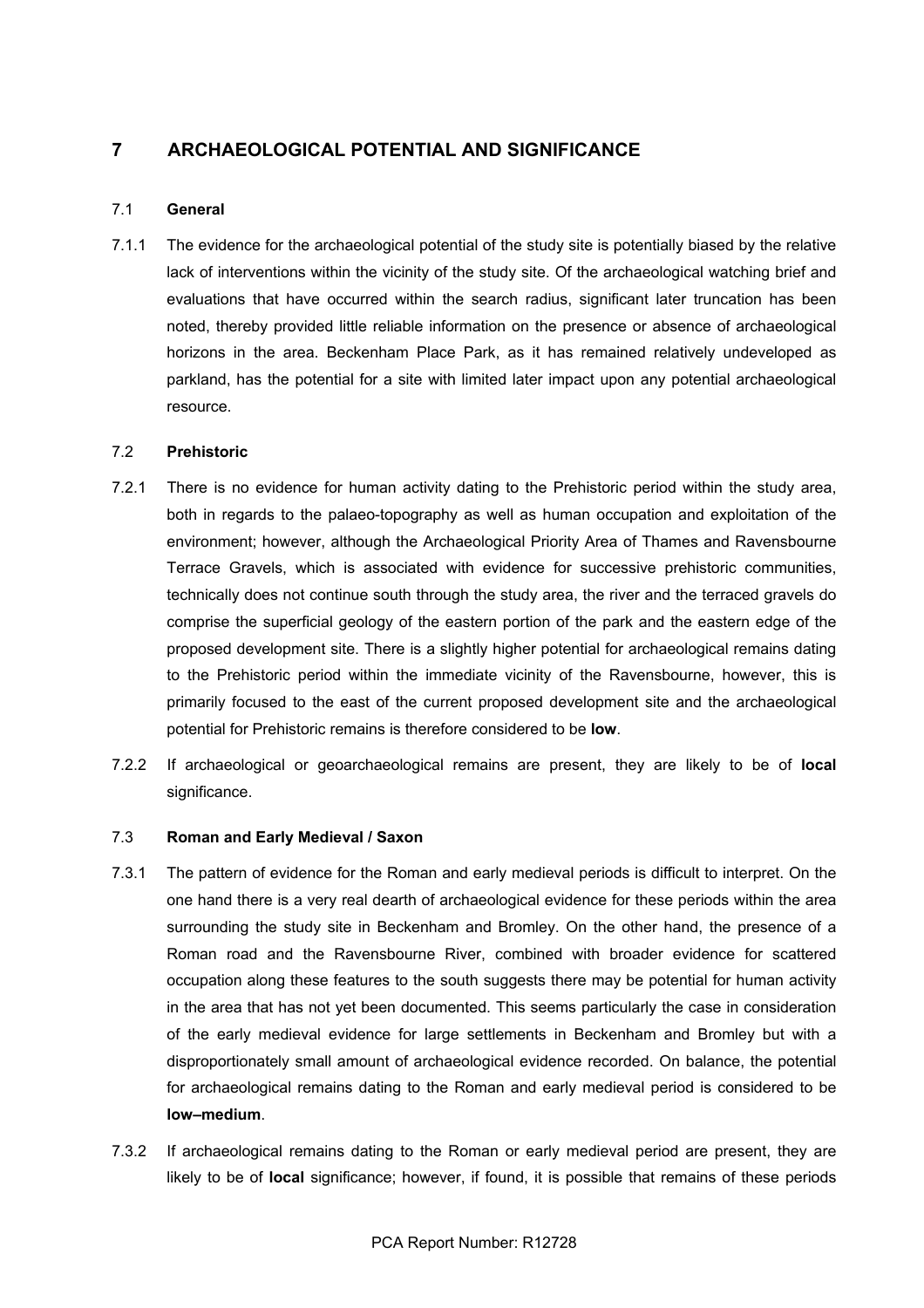# 7 ARCHAEOLOGICAL POTENTIAL AND SIGNIFICANCE

## 7.1 General

7.1.1 The evidence for the archaeological potential of the study site is potentially biased by the relative lack of interventions within the vicinity of the study site. Of the archaeological watching brief and evaluations that have occurred within the search radius, significant later truncation has been noted, thereby provided little reliable information on the presence or absence of archaeological horizons in the area. Beckenham Place Park, as it has remained relatively undeveloped as parkland, has the potential for a site with limited later impact upon any potential archaeological resource.

## 7.2 Prehistoric

7.2.1 There is no evidence for human activity dating to the Prehistoric period within the study area, both in regards to the palaeo-topography as well as human occupation and exploitation of the environment; however, although the Archaeological Priority Area of Thames and Ravensbourne Terrace Gravels, which is associated with evidence for successive prehistoric communities, technically does not continue south through the study area, the river and the terraced gravels do comprise the superficial geology of the eastern portion of the park and the eastern edge of the proposed development site. There is a slightly higher potential for archaeological remains dating to the Prehistoric period within the immediate vicinity of the Ravensbourne, however, this is primarily focused to the east of the current proposed development site and the archaeological potential for Prehistoric remains is therefore considered to be **low**.

7.2.2 If archaeological or geoarchaeological remains are present, they are likely to be of **local** significance.

## 7.3 Roman and Early Medieval / Saxon

7.3.1 The pattern of evidence for the Roman and early medieval periods is difficult to interpret. On the one hand there is a very real dearth of archaeological evidence for these periods within the area surrounding the study site in Beckenham and Bromley. On the other hand, the presence of a Roman road and the Ravensbourne River, combined with broader evidence for scattered occupation along these features to the south suggests there may be potential for human activity in the area that has not yet been documented. This seems particularly the case in consideration of the early medieval evidence for large settlements in Beckenham and Bromley but with a disproportionately small amount of archaeological evidence recorded. On balance, the potential for archaeological remains dating to the Roman and early medieval period is considered to be **low–medium**.

7.3.2 If archaeological remains dating to the Roman or early medieval period are present, they are likely to be of **local** significance; however, if found, it is possible that remains of these periods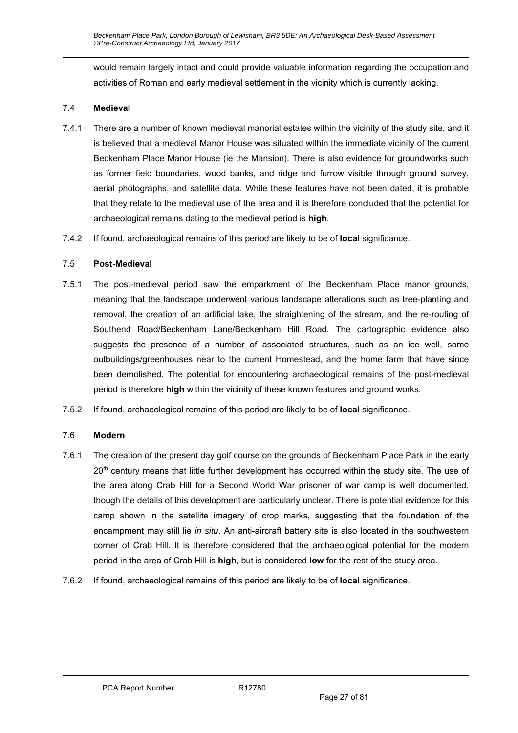would remain largely intact and could provide valuable information regarding the occupation and activities of Roman and early medieval settlement in the vicinity which is currently lacking.

### 7.4 Medieval

7.4.1 There are a number of known medieval manorial estates within the vicinity of the study site, and it is believed that a medieval Manor House was situated within the immediate vicinity of the current Beckenham Place Manor House (ie the Mansion). There is also evidence for groundworks such as former field boundaries, wood banks, and ridge and furrow visible through ground survey, aerial photographs, and satellite data. While these features have not been dated, it is probable that they relate to the medieval use of the area and it is therefore concluded that the potential for archaeological remains dating to the medieval period is **high**.

7.4.2 If found, archaeological remains of this period are likely to be of **local** significance.

### 7.5 Post-Medieval

7.5.1 The post-medieval period saw the emparkment of the Beckenham Place manor grounds, meaning that the landscape underwent various landscape alterations such as tree-planting and removal, the creation of an artificial lake, the straightening of the stream, and the re-routing of Southend Road/Beckenham Lane/Beckenham Hill Road. The cartographic evidence also suggests the presence of a number of associated structures, such as an ice well, some outbuildings/greenhouses near to the current Homestead, and the home farm that have since been demolished. The potential for encountering archaeological remains of the post-medieval period is therefore **high** within the vicinity of these known features and ground works.

7.5.2 If found, archaeological remains of this period are likely to be of **local** significance.

### 7.6 Modern

7.6.1 The creation of the present day golf course on the grounds of Beckenham Place Park in the early 20th century means that little further development has occurred within the study site. The use of the area along Crab Hill for a Second World War prisoner of war camp is well documented, though the details of this development are particularly unclear. There is potential evidence for this camp shown in the satellite imagery of crop marks, suggesting that the foundation of the encampment may still lie *in situ*. An anti-aircraft battery site is also located in the southwestern corner of Crab Hill. It is therefore considered that the archaeological potential for the modern period in the area of Crab Hill is **high**, but is considered **low** for the rest of the study area.

7.6.2 If found, archaeological remains of this period are likely to be of **local** significance.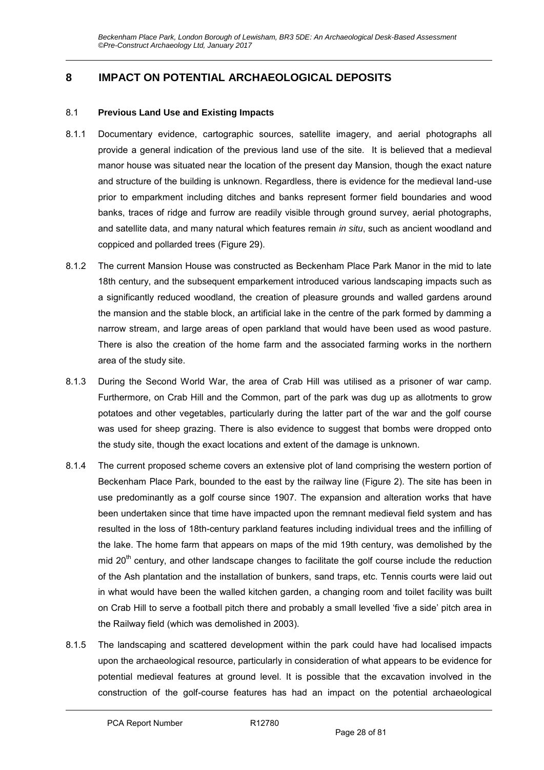# 8 IMPACT ON POTENTIAL ARCHAEOLOGICAL DEPOSITS

## 8.1 Previous Land Use and Existing Impacts

8.1.1 Documentary evidence, cartographic sources, satellite imagery, and aerial photographs all provide a general indication of the previous land use of the site. It is believed that a medieval manor house was situated near the location of the present day Mansion, though the exact nature and structure of the building is unknown. Regardless, there is evidence for the medieval land-use prior to emparkment including ditches and banks represent former field boundaries and wood banks, traces of ridge and furrow are readily visible through ground survey, aerial photographs, and satellite data, and many natural which features remain *in situ*, such as ancient woodland and coppiced and pollarded trees (Figure 29).

8.1.2 The current Mansion House was constructed as Beckenham Place Park Manor in the mid to late 18th century, and the subsequent emparkement introduced various landscaping impacts such as a significantly reduced woodland, the creation of pleasure grounds and walled gardens around the mansion and the stable block, an artificial lake in the centre of the park formed by damming a narrow stream, and large areas of open parkland that would have been used as wood pasture. There is also the creation of the home farm and the associated farming works in the northern area of the study site.

8.1.3 During the Second World War, the area of Crab Hill was utilised as a prisoner of war camp. Furthermore, on Crab Hill and the Common, part of the park was dug up as allotments to grow potatoes and other vegetables, particularly during the latter part of the war and the golf course was used for sheep grazing. There is also evidence to suggest that bombs were dropped onto the study site, though the exact locations and extent of the damage is unknown.

8.1.4 The current proposed scheme covers an extensive plot of land comprising the western portion of Beckenham Place Park, bounded to the east by the railway line (Figure 2). The site has been in use predominantly as a golf course since 1907. The expansion and alteration works that have been undertaken since that time have impacted upon the remnant medieval field system and has resulted in the loss of 18th-century parkland features including individual trees and the infilling of the lake. The home farm that appears on maps of the mid 19th century, was demolished by the mid 20th century, and other landscape changes to facilitate the golf course include the reduction of the Ash plantation and the installation of bunkers, sand traps, etc. Tennis courts were laid out in what would have been the walled kitchen garden, a changing room and toilet facility was built on Crab Hill to serve a football pitch there and probably a small levelled 'five a side' pitch area in the Railway field (which was demolished in 2003).

8.1.5 The landscaping and scattered development within the park could have had localised impacts upon the archaeological resource, particularly in consideration of what appears to be evidence for potential medieval features at ground level. It is possible that the excavation involved in the construction of the golf-course features has had an impact on the potential archaeological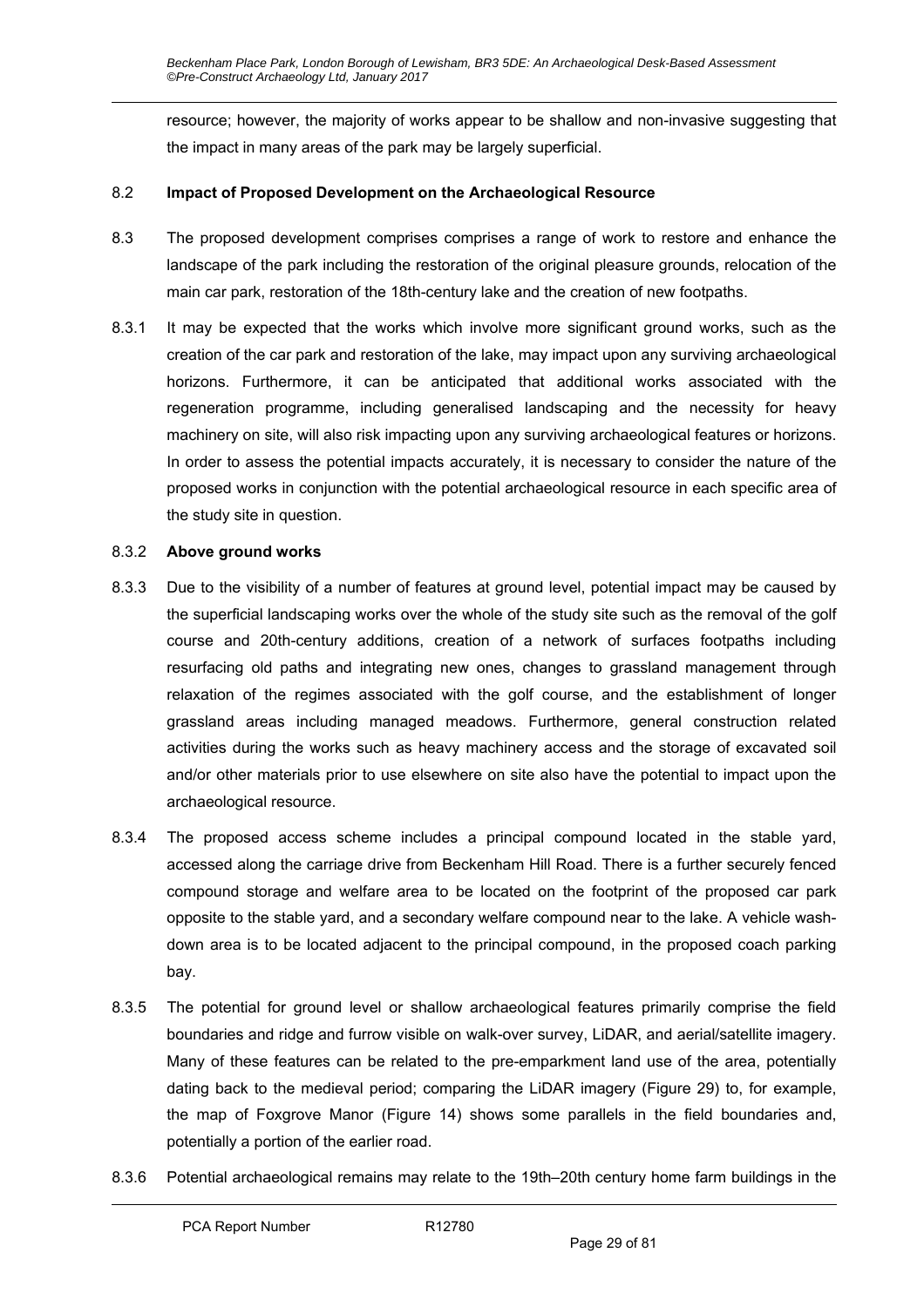resource; however, the majority of works appear to be shallow and non-invasive suggesting that the impact in many areas of the park may be largely superficial.

8.2 **Impact of Proposed Development on the Archaeological Resource**

8.3 The proposed development comprises comprises a range of work to restore and enhance the landscape of the park including the restoration of the original pleasure grounds, relocation of the main car park, restoration of the 18th-century lake and the creation of new footpaths.

8.3.1 It may be expected that the works which involve more significant ground works, such as the creation of the car park and restoration of the lake, may impact upon any surviving archaeological horizons. Furthermore, it can be anticipated that additional works associated with the regeneration programme, including generalised landscaping and the necessity for heavy machinery on site, will also risk impacting upon any surviving archaeological features or horizons. In order to assess the potential impacts accurately, it is necessary to consider the nature of the proposed works in conjunction with the potential archaeological resource in each specific area of the study site in question.

8.3.2 **Above ground works**

8.3.3 Due to the visibility of a number of features at ground level, potential impact may be caused by the superficial landscaping works over the whole of the study site such as the removal of the golf course and 20th-century additions, creation of a network of surfaces footpaths including resurfacing old paths and integrating new ones, changes to grassland management through relaxation of the regimes associated with the golf course, and the establishment of longer grassland areas including managed meadows. Furthermore, general construction related activities during the works such as heavy machinery access and the storage of excavated soil and/or other materials prior to use elsewhere on site also have the potential to impact upon the archaeological resource.

8.3.4 The proposed access scheme includes a principal compound located in the stable yard, accessed along the carriage drive from Beckenham Hill Road. There is a further securely fenced compound storage and welfare area to be located on the footprint of the proposed car park opposite to the stable yard, and a secondary welfare compound near to the lake. A vehicle wash-down area is to be located adjacent to the principal compound, in the proposed coach parking bay.

8.3.5 The potential for ground level or shallow archaeological features primarily comprise the field boundaries and ridge and furrow visible on walk-over survey, LiDAR, and aerial/satellite imagery. Many of these features can be related to the pre-emparkment land use of the area, potentially dating back to the medieval period; comparing the LiDAR imagery (Figure 29) to, for example, the map of Foxgrove Manor (Figure 14) shows some parallels in the field boundaries and, potentially a portion of the earlier road.

8.3.6 Potential archaeological remains may relate to the 19th–20th century home farm buildings in the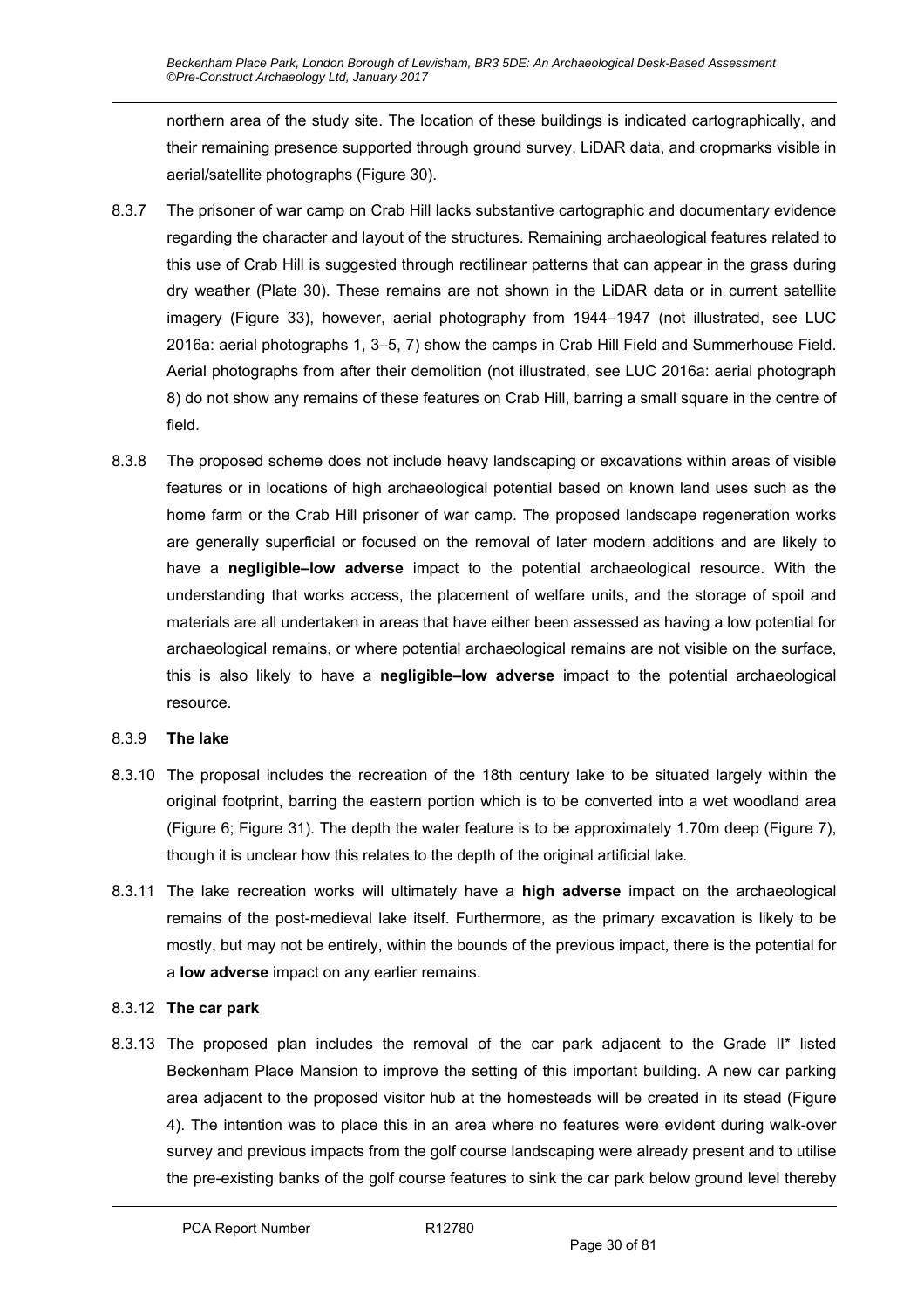northern area of the study site. The location of these buildings is indicated cartographically, and their remaining presence supported through ground survey, LiDAR data, and cropmarks visible in aerial/satellite photographs (Figure 30).

8.3.7 The prisoner of war camp on Crab Hill lacks substantive cartographic and documentary evidence regarding the character and layout of the structures. Remaining archaeological features related to this use of Crab Hill is suggested through rectilinear patterns that can appear in the grass during dry weather (Plate 30). These remains are not shown in the LiDAR data or in current satellite imagery (Figure 33), however, aerial photography from 1944–1947 (not illustrated, see LUC 2016a: aerial photographs 1, 3–5, 7) show the camps in Crab Hill Field and Summerhouse Field. Aerial photographs from after their demolition (not illustrated, see LUC 2016a: aerial photograph 8) do not show any remains of these features on Crab Hill, barring a small square in the centre of field.

8.3.8 The proposed scheme does not include heavy landscaping or excavations within areas of visible features or in locations of high archaeological potential based on known land uses such as the home farm or the Crab Hill prisoner of war camp. The proposed landscape regeneration works are generally superficial or focused on the removal of later modern additions and are likely to have a **negligible–low adverse** impact to the potential archaeological resource. With the understanding that works access, the placement of welfare units, and the storage of spoil and materials are all undertaken in areas that have either been assessed as having a low potential for archaeological remains, or where potential archaeological remains are not visible on the surface, this is also likely to have a **negligible–low adverse** impact to the potential archaeological resource.

8.3.9 **The lake**

8.3.10 The proposal includes the recreation of the 18th century lake to be situated largely within the original footprint, barring the eastern portion which is to be converted into a wet woodland area (Figure 6; Figure 31). The depth the water feature is to be approximately 1.70m deep (Figure 7), though it is unclear how this relates to the depth of the original artificial lake.

8.3.11 The lake recreation works will ultimately have a **high adverse** impact on the archaeological remains of the post-medieval lake itself. Furthermore, as the primary excavation is likely to be mostly, but may not be entirely, within the bounds of the previous impact, there is the potential for a **low adverse** impact on any earlier remains.

8.3.12 **The car park**

8.3.13 The proposed plan includes the removal of the car park adjacent to the Grade II* listed Beckenham Place Mansion to improve the setting of this important building. A new car parking area adjacent to the proposed visitor hub at the homesteads will be created in its stead (Figure 4). The intention was to place this in an area where no features were evident during walk-over survey and previous impacts from the golf course landscaping were already present and to utilise the pre-existing banks of the golf course features to sink the car park below ground level thereby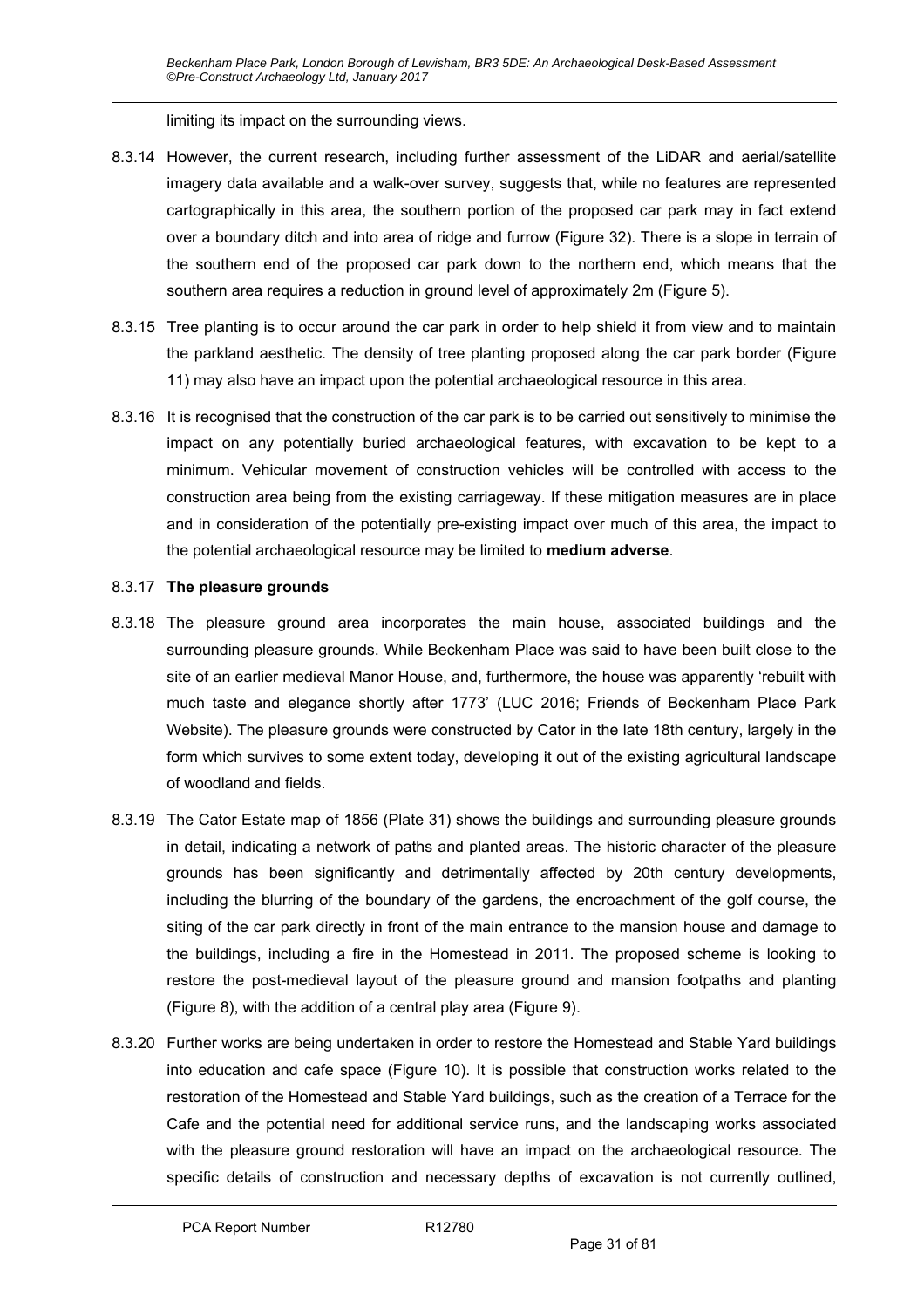limiting its impact on the surrounding views.

8.3.14 However, the current research, including further assessment of the LiDAR and aerial/satellite imagery data available and a walk-over survey, suggests that, while no features are represented cartographically in this area, the southern portion of the proposed car park may in fact extend over a boundary ditch and into area of ridge and furrow (Figure 32). There is a slope in terrain of the southern end of the proposed car park down to the northern end, which means that the southern area requires a reduction in ground level of approximately 2m (Figure 5).

8.3.15 Tree planting is to occur around the car park in order to help shield it from view and to maintain the parkland aesthetic. The density of tree planting proposed along the car park border (Figure 11) may also have an impact upon the potential archaeological resource in this area.

8.3.16 It is recognised that the construction of the car park is to be carried out sensitively to minimise the impact on any potentially buried archaeological features, with excavation to be kept to a minimum. Vehicular movement of construction vehicles will be controlled with access to the construction area being from the existing carriageway. If these mitigation measures are in place and in consideration of the potentially pre-existing impact over much of this area, the impact to the potential archaeological resource may be limited to **medium adverse**.

8.3.17 **The pleasure grounds**

8.3.18 The pleasure ground area incorporates the main house, associated buildings and the surrounding pleasure grounds. While Beckenham Place was said to have been built close to the site of an earlier medieval Manor House, and, furthermore, the house was apparently 'rebuilt with much taste and elegance shortly after 1773' (LUC 2016; Friends of Beckenham Place Park Website). The pleasure grounds were constructed by Cator in the late 18th century, largely in the form which survives to some extent today, developing it out of the existing agricultural landscape of woodland and fields.

8.3.19 The Cator Estate map of 1856 (Plate 31) shows the buildings and surrounding pleasure grounds in detail, indicating a network of paths and planted areas. The historic character of the pleasure grounds has been significantly and detrimentally affected by 20th century developments, including the blurring of the boundary of the gardens, the encroachment of the golf course, the siting of the car park directly in front of the main entrance to the mansion house and damage to the buildings, including a fire in the Homestead in 2011. The proposed scheme is looking to restore the post-medieval layout of the pleasure ground and mansion footpaths and planting (Figure 8), with the addition of a central play area (Figure 9).

8.3.20 Further works are being undertaken in order to restore the Homestead and Stable Yard buildings into education and cafe space (Figure 10). It is possible that construction works related to the restoration of the Homestead and Stable Yard buildings, such as the creation of a Terrace for the Cafe and the potential need for additional service runs, and the landscaping works associated with the pleasure ground restoration will have an impact on the archaeological resource. The specific details of construction and necessary depths of excavation is not currently outlined,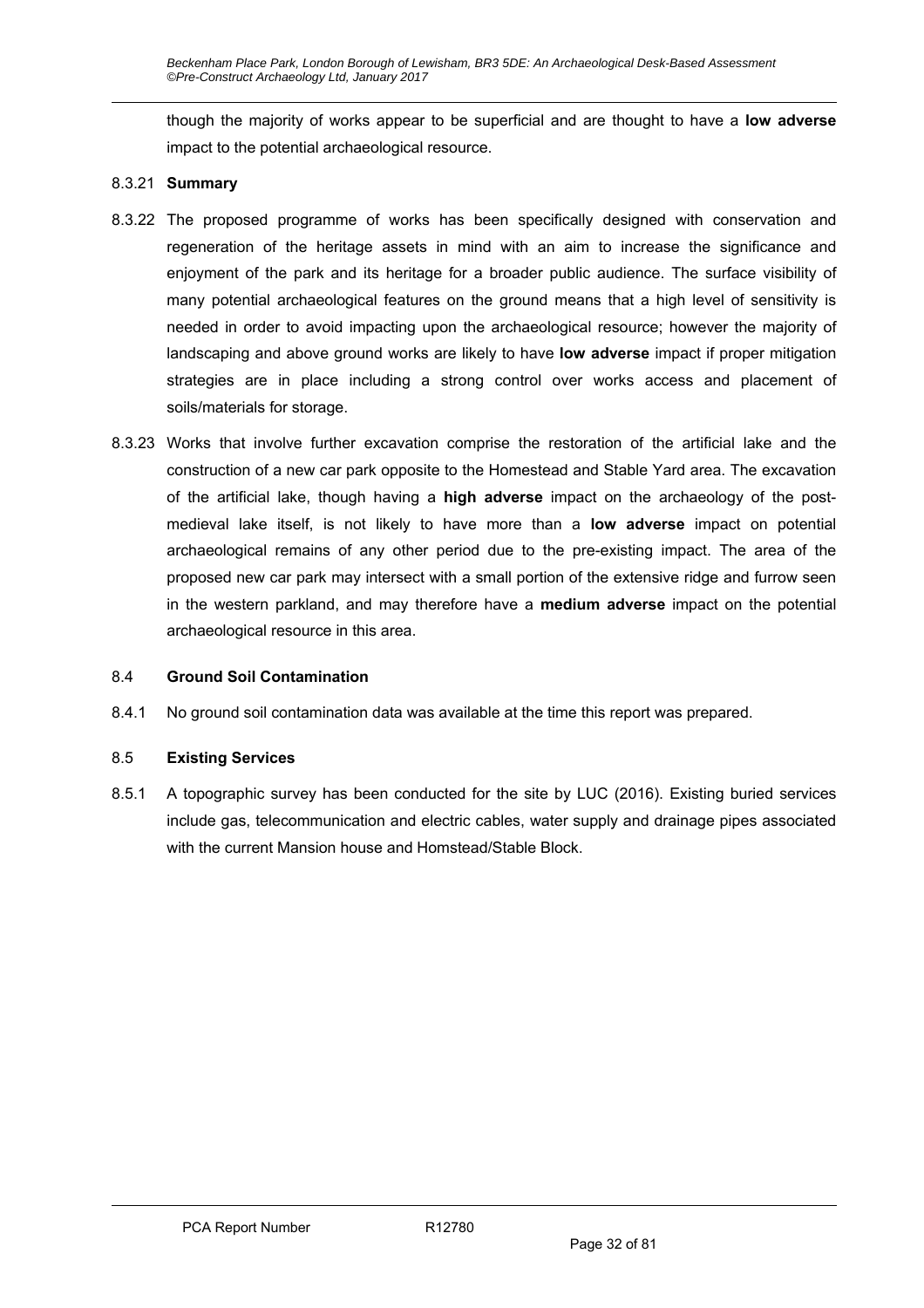though the majority of works appear to be superficial and are thought to have a **low adverse** impact to the potential archaeological resource.

8.3.21 **Summary**

8.3.22 The proposed programme of works has been specifically designed with conservation and regeneration of the heritage assets in mind with an aim to increase the significance and enjoyment of the park and its heritage for a broader public audience. The surface visibility of many potential archaeological features on the ground means that a high level of sensitivity is needed in order to avoid impacting upon the archaeological resource; however the majority of landscaping and above ground works are likely to have **low adverse** impact if proper mitigation strategies are in place including a strong control over works access and placement of soils/materials for storage.

8.3.23 Works that involve further excavation comprise the restoration of the artificial lake and the construction of a new car park opposite to the Homestead and Stable Yard area. The excavation of the artificial lake, though having a **high adverse** impact on the archaeology of the post-medieval lake itself, is not likely to have more than a **low adverse** impact on potential archaeological remains of any other period due to the pre-existing impact. The area of the proposed new car park may intersect with a small portion of the extensive ridge and furrow seen in the western parkland, and may therefore have a **medium adverse** impact on the potential archaeological resource in this area.

## 8.4 Ground Soil Contamination

8.4.1 No ground soil contamination data was available at the time this report was prepared.

## 8.5 Existing Services

8.5.1 A topographic survey has been conducted for the site by LUC (2016). Existing buried services include gas, telecommunication and electric cables, water supply and drainage pipes associated with the current Mansion house and Homstead/Stable Block.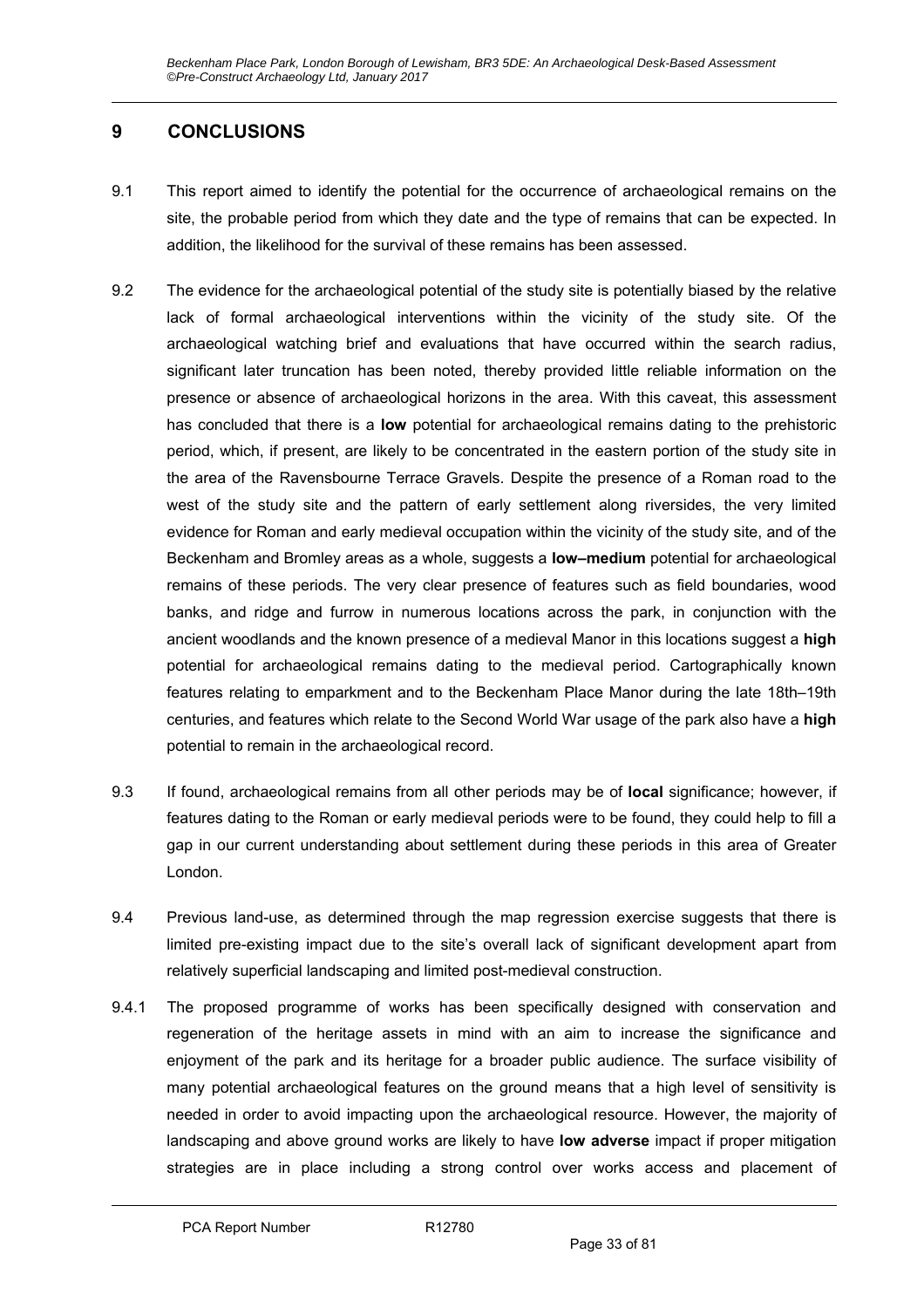## 9 CONCLUSIONS

9.1 This report aimed to identify the potential for the occurrence of archaeological remains on the site, the probable period from which they date and the type of remains that can be expected. In addition, the likelihood for the survival of these remains has been assessed.

9.2 The evidence for the archaeological potential of the study site is potentially biased by the relative lack of formal archaeological interventions within the vicinity of the study site. Of the archaeological watching brief and evaluations that have occurred within the search radius, significant later truncation has been noted, thereby provided little reliable information on the presence or absence of archaeological horizons in the area. With this caveat, this assessment has concluded that there is a **low** potential for archaeological remains dating to the prehistoric period, which, if present, are likely to be concentrated in the eastern portion of the study site in the area of the Ravensbourne Terrace Gravels. Despite the presence of a Roman road to the west of the study site and the pattern of early settlement along riversides, the very limited evidence for Roman and early medieval occupation within the vicinity of the study site, and of the Beckenham and Bromley areas as a whole, suggests a **low–medium** potential for archaeological remains of these periods. The very clear presence of features such as field boundaries, wood banks, and ridge and furrow in numerous locations across the park, in conjunction with the ancient woodlands and the known presence of a medieval Manor in this locations suggest a **high** potential for archaeological remains dating to the medieval period. Cartographically known features relating to emparkment and to the Beckenham Place Manor during the late 18th–19th centuries, and features which relate to the Second World War usage of the park also have a **high** potential to remain in the archaeological record.

9.3 If found, archaeological remains from all other periods may be of **local** significance; however, if features dating to the Roman or early medieval periods were to be found, they could help to fill a gap in our current understanding about settlement during these periods in this area of Greater London.

9.4 Previous land-use, as determined through the map regression exercise suggests that there is limited pre-existing impact due to the site's overall lack of significant development apart from relatively superficial landscaping and limited post-medieval construction.

9.4.1 The proposed programme of works has been specifically designed with conservation and regeneration of the heritage assets in mind with an aim to increase the significance and enjoyment of the park and its heritage for a broader public audience. The surface visibility of many potential archaeological features on the ground means that a high level of sensitivity is needed in order to avoid impacting upon the archaeological resource. However, the majority of landscaping and above ground works are likely to have **low adverse** impact if proper mitigation strategies are in place including a strong control over works access and placement of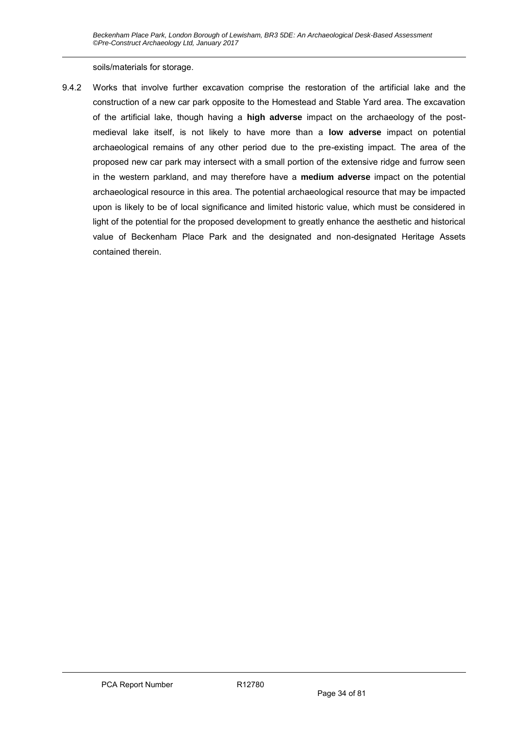soils/materials for storage.

9.4.2 Works that involve further excavation comprise the restoration of the artificial lake and the construction of a new car park opposite to the Homestead and Stable Yard area. The excavation of the artificial lake, though having a **high adverse** impact on the archaeology of the post-medieval lake itself, is not likely to have more than a **low adverse** impact on potential archaeological remains of any other period due to the pre-existing impact. The area of the proposed new car park may intersect with a small portion of the extensive ridge and furrow seen in the western parkland, and may therefore have a **medium adverse** impact on the potential archaeological resource in this area. The potential archaeological resource that may be impacted upon is likely to be of local significance and limited historic value, which must be considered in light of the potential for the proposed development to greatly enhance the aesthetic and historical value of Beckenham Place Park and the designated and non-designated Heritage Assets contained therein.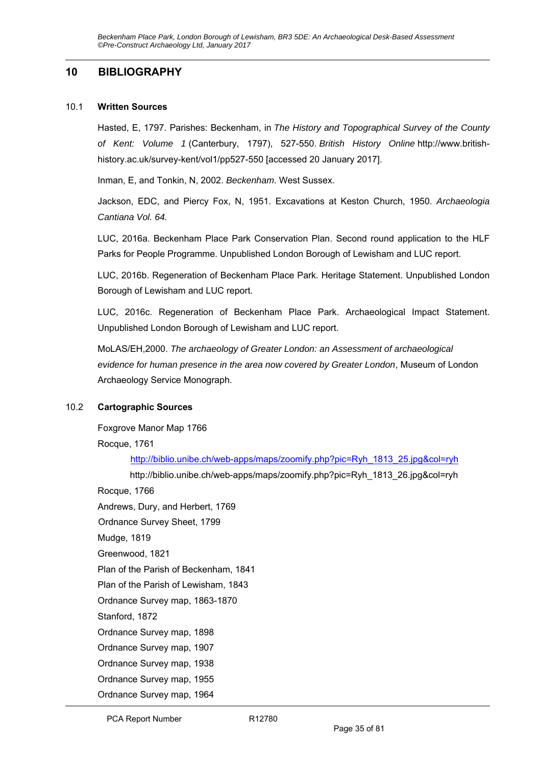## 10 BIBLIOGRAPHY

### 10.1 Written Sources

Hasted, E, 1797. Parishes: Beckenham, in *The History and Topographical Survey of the County of Kent: Volume 1* (Canterbury, 1797), 527-550. *British History Online* http://www.british-history.ac.uk/survey-kent/vol1/pp527-550 [accessed 20 January 2017].

Inman, E, and Tonkin, N, 2002. *Beckenham*. West Sussex.

Jackson, EDC, and Piercy Fox, N, 1951. Excavations at Keston Church, 1950. *Archaeologia Cantiana Vol. 64.*

LUC, 2016a. Beckenham Place Park Conservation Plan. Second round application to the HLF Parks for People Programme. Unpublished London Borough of Lewisham and LUC report.

LUC, 2016b. Regeneration of Beckenham Place Park. Heritage Statement. Unpublished London Borough of Lewisham and LUC report.

LUC, 2016c. Regeneration of Beckenham Place Park. Archaeological Impact Statement. Unpublished London Borough of Lewisham and LUC report.

MoLAS/EH,2000. *The archaeology of Greater London: an Assessment of archaeological evidence for human presence in the area now covered by Greater London*, Museum of London Archaeology Service Monograph.

### 10.2 Cartographic Sources

Foxgrove Manor Map 1766

Rocque, 1761

http://biblio.unibe.ch/web-apps/maps/zoomify.php?pic=Ryh_1813_25.jpg&col=ryh

http://biblio.unibe.ch/web-apps/maps/zoomify.php?pic=Ryh_1813_26.jpg&col=ryh

Rocque, 1766

Andrews, Dury, and Herbert, 1769

Ordnance Survey Sheet, 1799

Mudge, 1819

Greenwood, 1821

Plan of the Parish of Beckenham, 1841

Plan of the Parish of Lewisham, 1843

Ordnance Survey map, 1863-1870

Stanford, 1872

Ordnance Survey map, 1898

Ordnance Survey map, 1907

Ordnance Survey map, 1938

Ordnance Survey map, 1955

Ordnance Survey map, 1964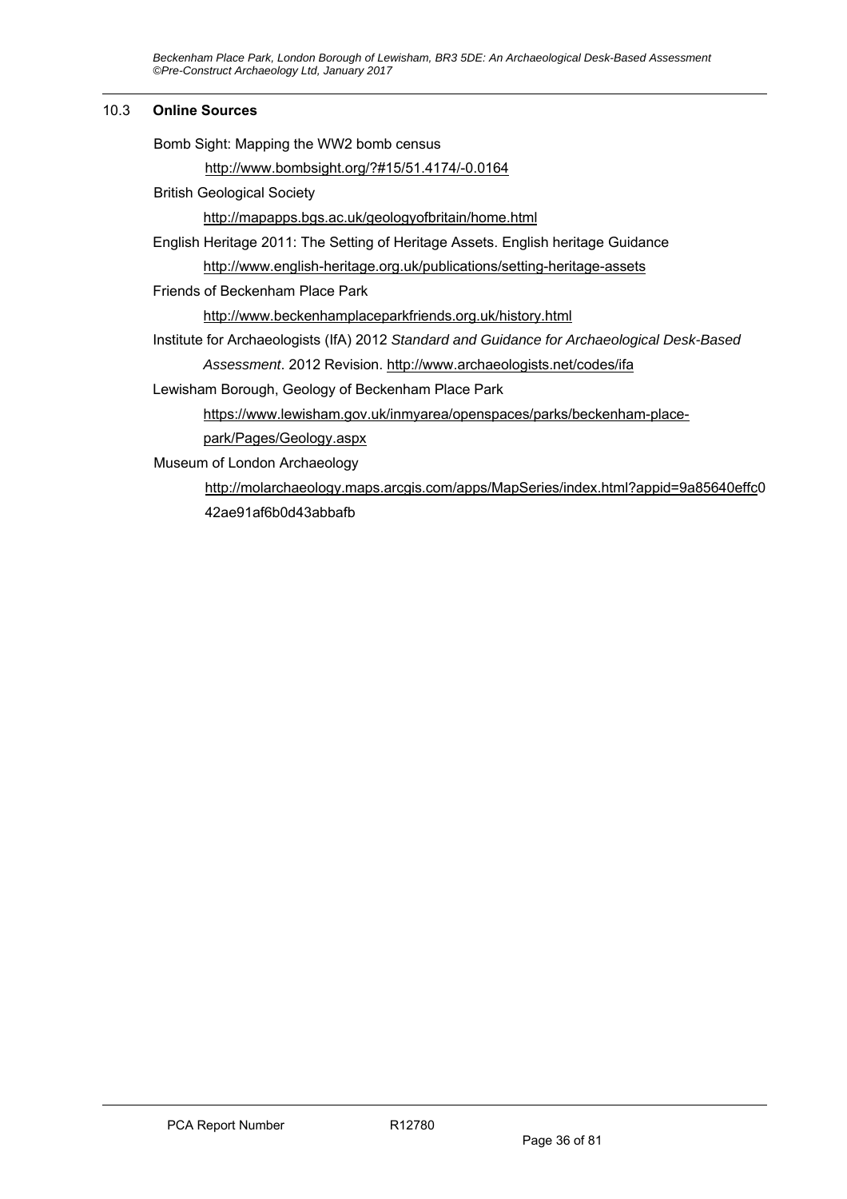### 10.3 Online Sources

Bomb Sight: Mapping the WW2 bomb census

http://www.bombsight.org/?#15/51.4174/-0.0164

British Geological Society

http://mapapps.bgs.ac.uk/geologyofbritain/home.html

English Heritage 2011: The Setting of Heritage Assets. English heritage Guidance

http://www.english-heritage.org.uk/publications/setting-heritage-assets

Friends of Beckenham Place Park

http://www.beckenhamplaceparkfriends.org.uk/history.html

Institute for Archaeologists (IfA) 2012 *Standard and Guidance for Archaeological Desk-Based Assessment*. 2012 Revision. http://www.archaeologists.net/codes/ifa

Lewisham Borough, Geology of Beckenham Place Park

https://www.lewisham.gov.uk/inmyarea/openspaces/parks/beckenham-place-park/Pages/Geology.aspx

Museum of London Archaeology

http://molarchaeology.maps.arcgis.com/apps/MapSeries/index.html?appid=9a85640effc042ae91af6b0d43abbafb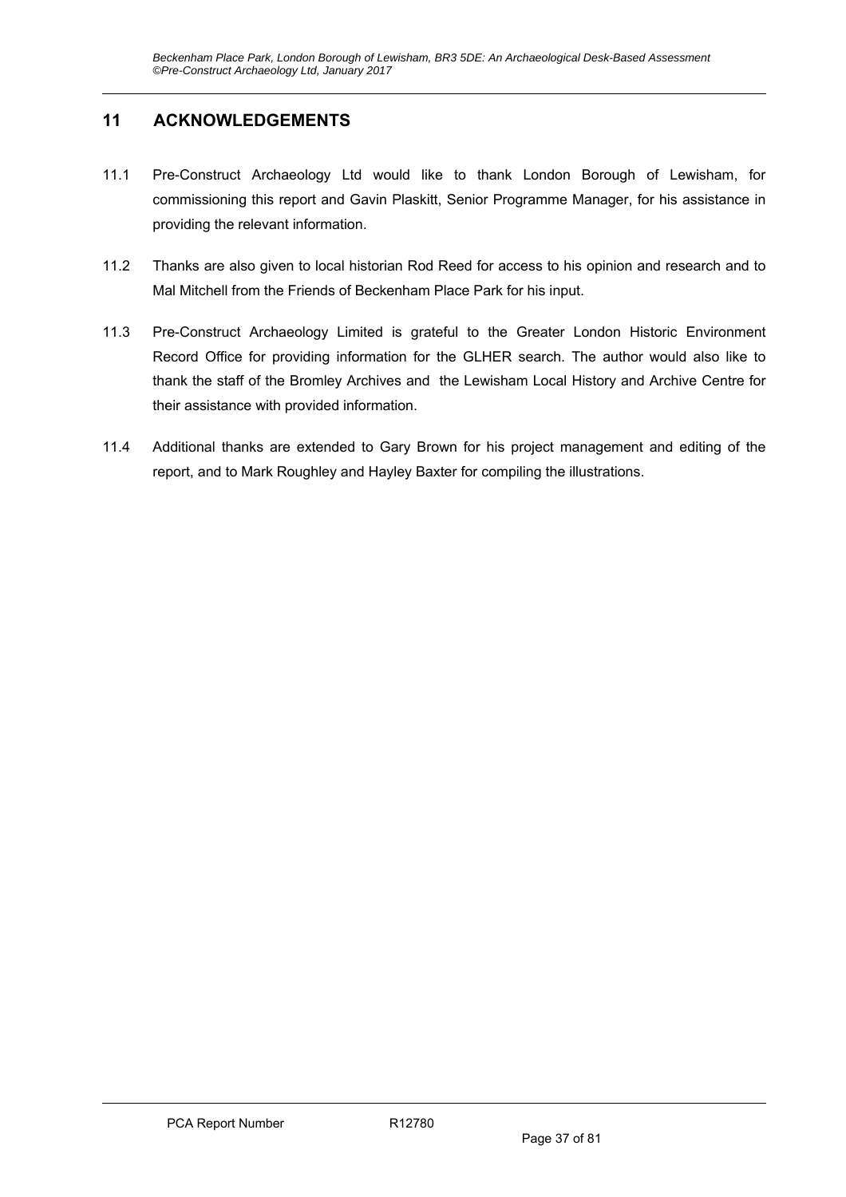## 11 ACKNOWLEDGEMENTS

11.1 Pre-Construct Archaeology Ltd would like to thank London Borough of Lewisham, for commissioning this report and Gavin Plaskitt, Senior Programme Manager, for his assistance in providing the relevant information.

11.2 Thanks are also given to local historian Rod Reed for access to his opinion and research and to Mal Mitchell from the Friends of Beckenham Place Park for his input.

11.3 Pre-Construct Archaeology Limited is grateful to the Greater London Historic Environment Record Office for providing information for the GLHER search. The author would also like to thank the staff of the Bromley Archives and the Lewisham Local History and Archive Centre for their assistance with provided information.

11.4 Additional thanks are extended to Gary Brown for his project management and editing of the report, and to Mark Roughley and Hayley Baxter for compiling the illustrations.